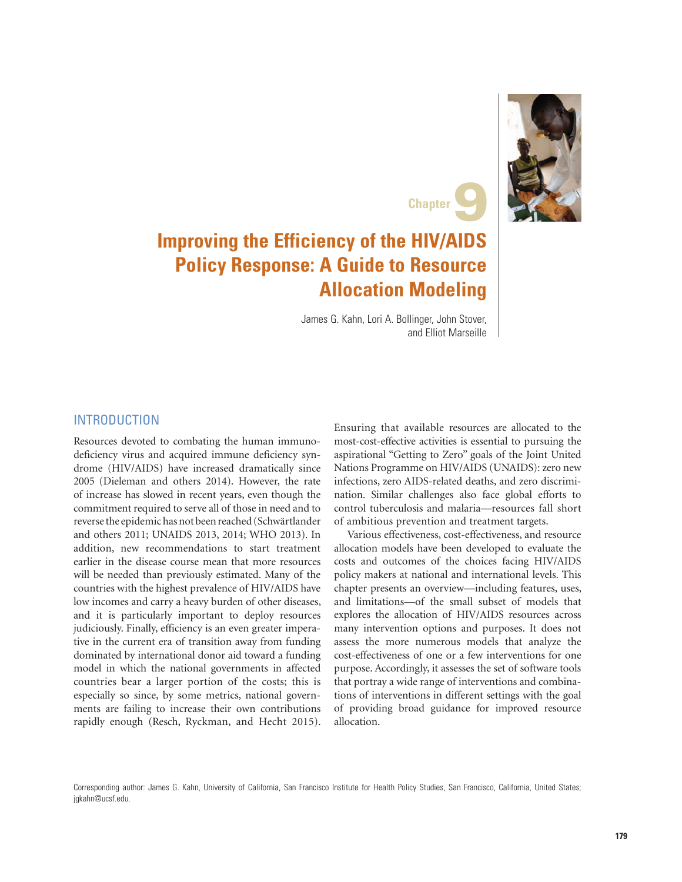Chapter 9

# Improving the Efficiency of the HIV/AIDS Policy Response: A Guide to Resource Allocation Modeling

James G. Kahn, Lori A. Bollinger, John Stover, and Elliot Marseille

## INTRODUCTION

Resources devoted to combating the human immunodeficiency virus and acquired immune deficiency syndrome (HIV/AIDS) have increased dramatically since 2005 (Dieleman and others 2014). However, the rate of increase has slowed in recent years, even though the commitment required to serve all of those in need and to reverse the epidemic has not been reached (Schwärtlander and others 2011; UNAIDS 2013, 2014; WHO 2013). In addition, new recommendations to start treatment earlier in the disease course mean that more resources will be needed than previously estimated. Many of the countries with the highest prevalence of HIV/AIDS have low incomes and carry a heavy burden of other diseases, and it is particularly important to deploy resources judiciously. Finally, efficiency is an even greater imperative in the current era of transition away from funding dominated by international donor aid toward a funding model in which the national governments in affected countries bear a larger portion of the costs; this is especially so since, by some metrics, national governments are failing to increase their own contributions rapidly enough (Resch, Ryckman, and Hecht 2015). Ensuring that available resources are allocated to the most-cost-effective activities is essential to pursuing the aspirational "Getting to Zero" goals of the Joint United Nations Programme on HIV/AIDS (UNAIDS): zero new infections, zero AIDS-related deaths, and zero discrimination. Similar challenges also face global efforts to control tuberculosis and malaria—resources fall short of ambitious prevention and treatment targets.

Various effectiveness, cost-effectiveness, and resource allocation models have been developed to evaluate the costs and outcomes of the choices facing HIV/AIDS policy makers at national and international levels. This chapter presents an overview—including features, uses, and limitations—of the small subset of models that explores the allocation of HIV/AIDS resources across many intervention options and purposes. It does not assess the more numerous models that analyze the cost-effectiveness of one or a few interventions for one purpose. Accordingly, it assesses the set of software tools that portray a wide range of interventions and combinations of interventions in different settings with the goal of providing broad guidance for improved resource allocation.

Corresponding author: James G. Kahn, University of California, San Francisco Institute for Health Policy Studies, San Francisco, California, United States; jgkahn@ucsf.edu.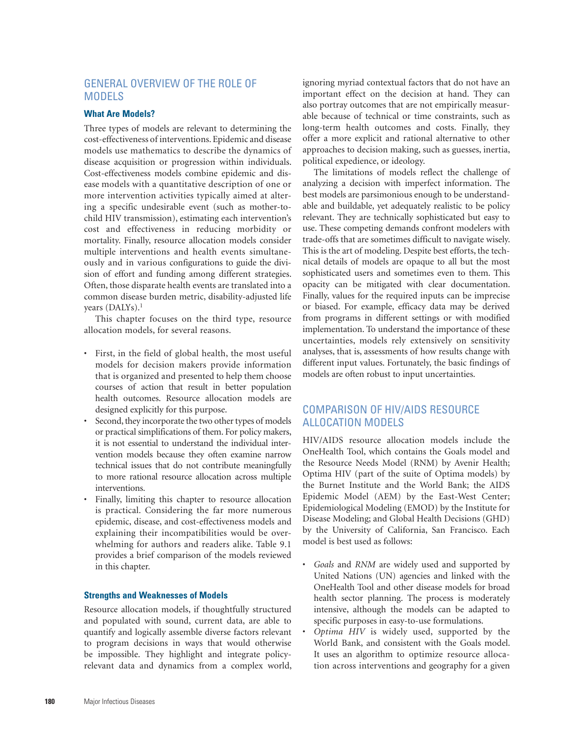## GENERAL OVERVIEW OF THE ROLE OF MODELS

### What Are Models?

Three types of models are relevant to determining the cost-effectiveness of interventions. Epidemic and disease models use mathematics to describe the dynamics of disease acquisition or progression within individuals. Cost-effectiveness models combine epidemic and disease models with a quantitative description of one or more intervention activities typically aimed at altering a specific undesirable event (such as mother-to-child HIV transmission), estimating each intervention's cost and effectiveness in reducing morbidity or mortality. Finally, resource allocation models consider multiple interventions and health events simultaneously and in various configurations to guide the division of effort and funding among different strategies. Often, those disparate health events are translated into a common disease burden metric, disability-adjusted life years (DALYs).[1]

This chapter focuses on the third type, resource allocation models, for several reasons.

- First, in the field of global health, the most useful models for decision makers provide information that is organized and presented to help them choose courses of action that result in better population health outcomes. Resource allocation models are designed explicitly for this purpose.
- Second, they incorporate the two other types of models or practical simplifications of them. For policy makers, it is not essential to understand the individual intervention models because they often examine narrow technical issues that do not contribute meaningfully to more rational resource allocation across multiple interventions.
- Finally, limiting this chapter to resource allocation is practical. Considering the far more numerous epidemic, disease, and cost-effectiveness models and explaining their incompatibilities would be overwhelming for authors and readers alike. Table 9.1 provides a brief comparison of the models reviewed in this chapter.

### Strengths and Weaknesses of Models

Resource allocation models, if thoughtfully structured and populated with sound, current data, are able to quantify and logically assemble diverse factors relevant to program decisions in ways that would otherwise be impossible. They highlight and integrate policy-relevant data and dynamics from a complex world, ignoring myriad contextual factors that do not have an important effect on the decision at hand. They can also portray outcomes that are not empirically measurable because of technical or time constraints, such as long-term health outcomes and costs. Finally, they offer a more explicit and rational alternative to other approaches to decision making, such as guesses, inertia, political expedience, or ideology.

The limitations of models reflect the challenge of analyzing a decision with imperfect information. The best models are parsimonious enough to be understandable and buildable, yet adequately realistic to be policy relevant. They are technically sophisticated but easy to use. These competing demands confront modelers with trade-offs that are sometimes difficult to navigate wisely. This is the art of modeling. Despite best efforts, the technical details of models are opaque to all but the most sophisticated users and sometimes even to them. This opacity can be mitigated with clear documentation. Finally, values for the required inputs can be imprecise or biased. For example, efficacy data may be derived from programs in different settings or with modified implementation. To understand the importance of these uncertainties, models rely extensively on sensitivity analyses, that is, assessments of how results change with different input values. Fortunately, the basic findings of models are often robust to input uncertainties.

## COMPARISON OF HIV/AIDS RESOURCE ALLOCATION MODELS

HIV/AIDS resource allocation models include the OneHealth Tool, which contains the Goals model and the Resource Needs Model (RNM) by Avenir Health; Optima HIV (part of the suite of Optima models) by the Burnet Institute and the World Bank; the AIDS Epidemic Model (AEM) by the East-West Center; Epidemiological Modeling (EMOD) by the Institute for Disease Modeling; and Global Health Decisions (GHD) by the University of California, San Francisco. Each model is best used as follows:

- *Goals* and *RNM* are widely used and supported by United Nations (UN) agencies and linked with the OneHealth Tool and other disease models for broad health sector planning. The process is moderately intensive, although the models can be adapted to specific purposes in easy-to-use formulations.
- *Optima HIV* is widely used, supported by the World Bank, and consistent with the Goals model. It uses an algorithm to optimize resource allocation across interventions and geography for a given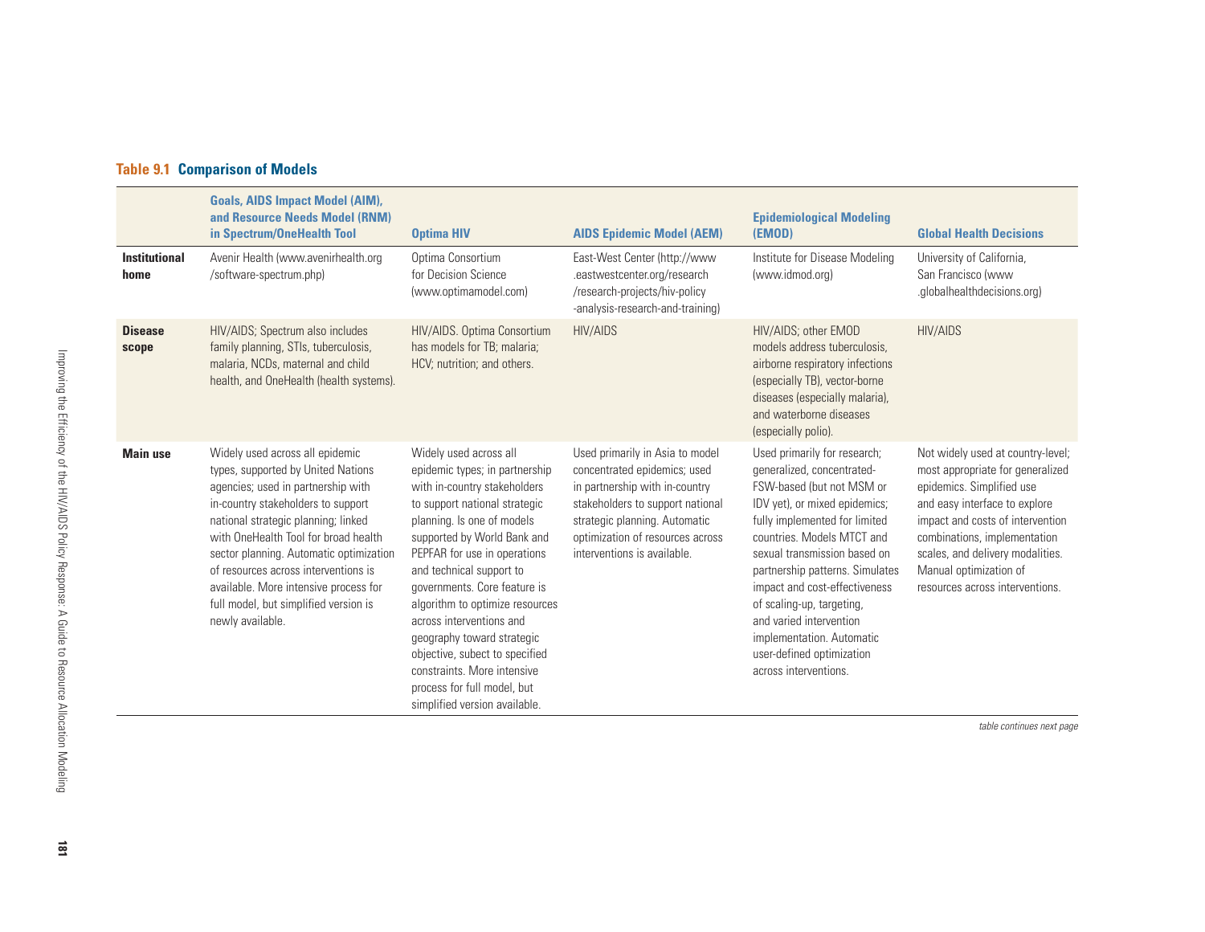**Table 9.1 Comparison of Models**

| | Goals, AIDS Impact Model (AIM), and Resource Needs Model (RNM) in Spectrum/OneHealth Tool | Optima HIV | AIDS Epidemic Model (AEM) | Epidemiological Modeling (EMOD) | Global Health Decisions |
|---|---|---|---|---|---|
| **Institutional home** | Avenir Health (www.avenirhealth.org/software-spectrum.php) | Optima Consortium for Decision Science (www.optimamodel.com) | East-West Center (http://www.eastwestcenter.org/research/research-projects/hiv-policy-analysis-research-and-training) | Institute for Disease Modeling (www.idmod.org) | University of California, San Francisco (www.globalhealthdecisions.org) |
| **Disease scope** | HIV/AIDS; Spectrum also includes family planning, STIs, tuberculosis, malaria, NCDs, maternal and child health, and OneHealth (health systems). | HIV/AIDS. Optima Consortium has models for TB; malaria; HCV; nutrition; and others. | HIV/AIDS | HIV/AIDS; other EMOD models address tuberculosis, airborne respiratory infections (especially TB), vector-borne diseases (especially malaria), and waterborne diseases (especially polio). | HIV/AIDS |
| **Main use** | Widely used across all epidemic types, supported by United Nations agencies; used in partnership with in-country stakeholders to support national strategic planning; linked with OneHealth Tool for broad health sector planning. Automatic optimization of resources across interventions is available. More intensive process for full model, but simplified version is newly available. | Widely used across all epidemic types; in partnership with in-country stakeholders to support national strategic planning. Is one of models supported by World Bank and PEPFAR for use in operations and technical support to governments. Core feature is algorithm to optimize resources across interventions and geography toward strategic objective, subject to specified constraints. More intensive process for full model, but simplified version available. | Used primarily in Asia to model concentrated epidemics; used in partnership with in-country stakeholders to support national strategic planning. Automatic optimization of resources across interventions is available. | Used primarily for research; generalized, concentrated-FSW-based (but not MSM or IDV yet), or mixed epidemics; fully implemented for limited countries. Models MTCT and sexual transmission based on partnership patterns. Simulates impact and cost-effectiveness of scaling-up, targeting, and varied intervention implementation. Automatic user-defined optimization across interventions. | Not widely used at country-level; most appropriate for generalized epidemics. Simplified use and easy interface to explore impact and costs of intervention combinations, implementation scales, and delivery modalities. Manual optimization of resources across interventions. |

*table continues next page*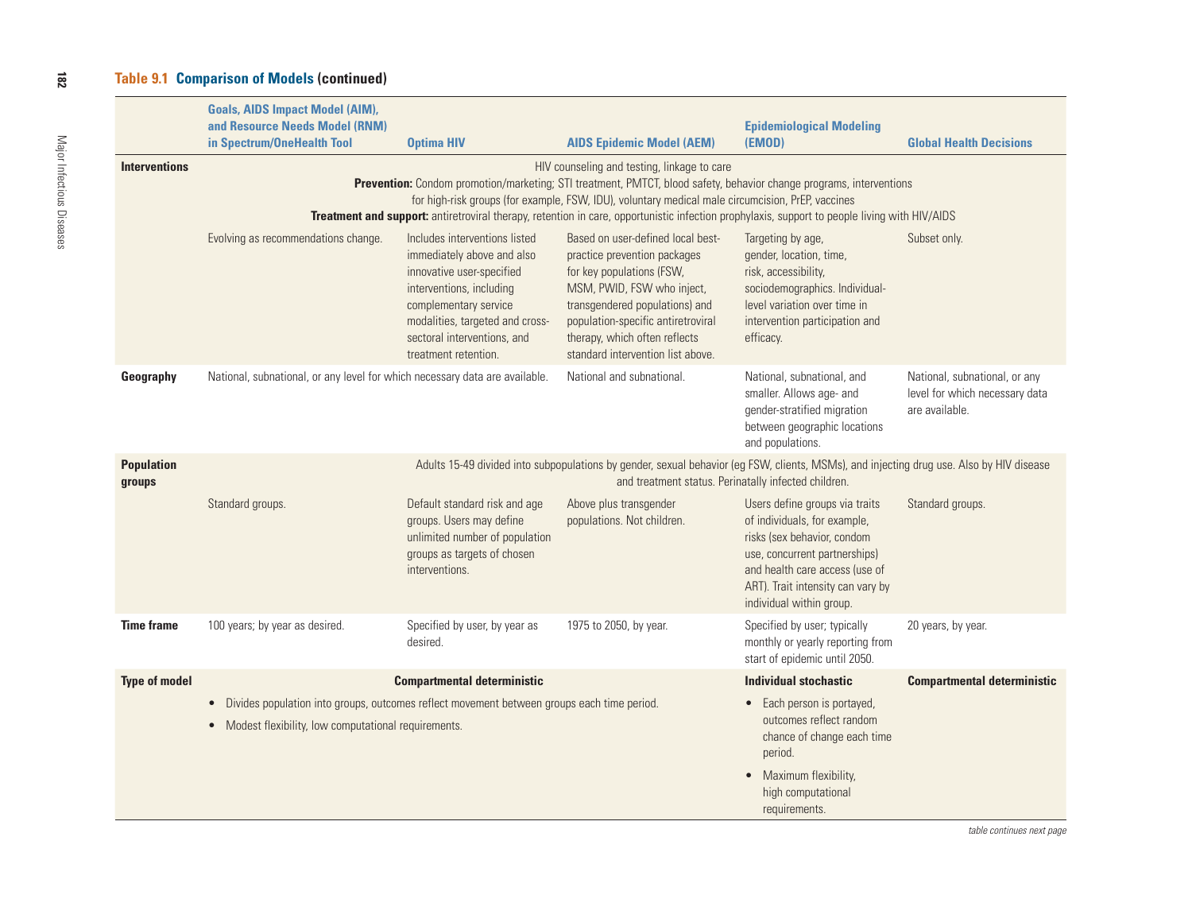**Table 9.1 Comparison of Models (continued)**

| | Goals, AIDS Impact Model (AIM), and Resource Needs Model (RNM) in Spectrum/OneHealth Tool | Optima HIV | AIDS Epidemic Model (AEM) | Epidemiological Modeling (EMOD) | Global Health Decisions |
|---|---|---|---|---|---|
| **Interventions** | HIV counseling and testing, linkage to care<br>**Prevention:** Condom promotion/marketing; STI treatment, PMTCT, blood safety, behavior change programs, interventions for high-risk groups (for example, FSW, IDU), voluntary medical male circumcision, PrEP, vaccines<br>**Treatment and support:** antiretroviral therapy, retention in care, opportunistic infection prophylaxis, support to people living with HIV/AIDS | | | | |
| | Evolving as recommendations change. | Includes interventions listed immediately above and also innovative user-specified interventions, including complementary service modalities, targeted and cross-sectoral interventions, and treatment retention. | Based on user-defined local best-practice prevention packages for key populations (FSW, MSM, PWID, FSW who inject, transgendered populations) and population-specific antiretroviral therapy, which often reflects standard intervention list above. | Targeting by age, gender, location, time, risk, accessibility, sociodemographics. Individual-level variation over time in intervention participation and efficacy. | Subset only. |
| **Geography** | National, subnational, or any level for which necessary data are available. | | National and subnational. | National, subnational, and smaller. Allows age- and gender-stratified migration between geographic locations and populations. | National, subnational, or any level for which necessary data are available. |
| **Population groups** | Adults 15-49 divided into subpopulations by gender, sexual behavior (eg FSW, clients, MSMs), and injecting drug use. Also by HIV disease and treatment status. Perinatally infected children. | | | | |
| | Standard groups. | Default standard risk and age groups. Users may define unlimited number of population groups as targets of chosen interventions. | Above plus transgender populations. Not children. | Users define groups via traits of individuals, for example, risks (sex behavior, condom use, concurrent partnerships) and health care access (use of ART). Trait intensity can vary by individual within group. | Standard groups. |
| **Time frame** | 100 years; by year as desired. | Specified by user, by year as desired. | 1975 to 2050, by year. | Specified by user; typically monthly or yearly reporting from start of epidemic until 2050. | 20 years, by year. |
| **Type of model** | **Compartmental deterministic**<br>• Divides population into groups, outcomes reflect movement between groups each time period.<br>• Modest flexibility, low computational requirements. | | | **Individual stochastic**<br>• Each person is portayed, outcomes reflect random chance of change each time period.<br>• Maximum flexibility, high computational requirements. | **Compartmental deterministic** |

*table continues next page*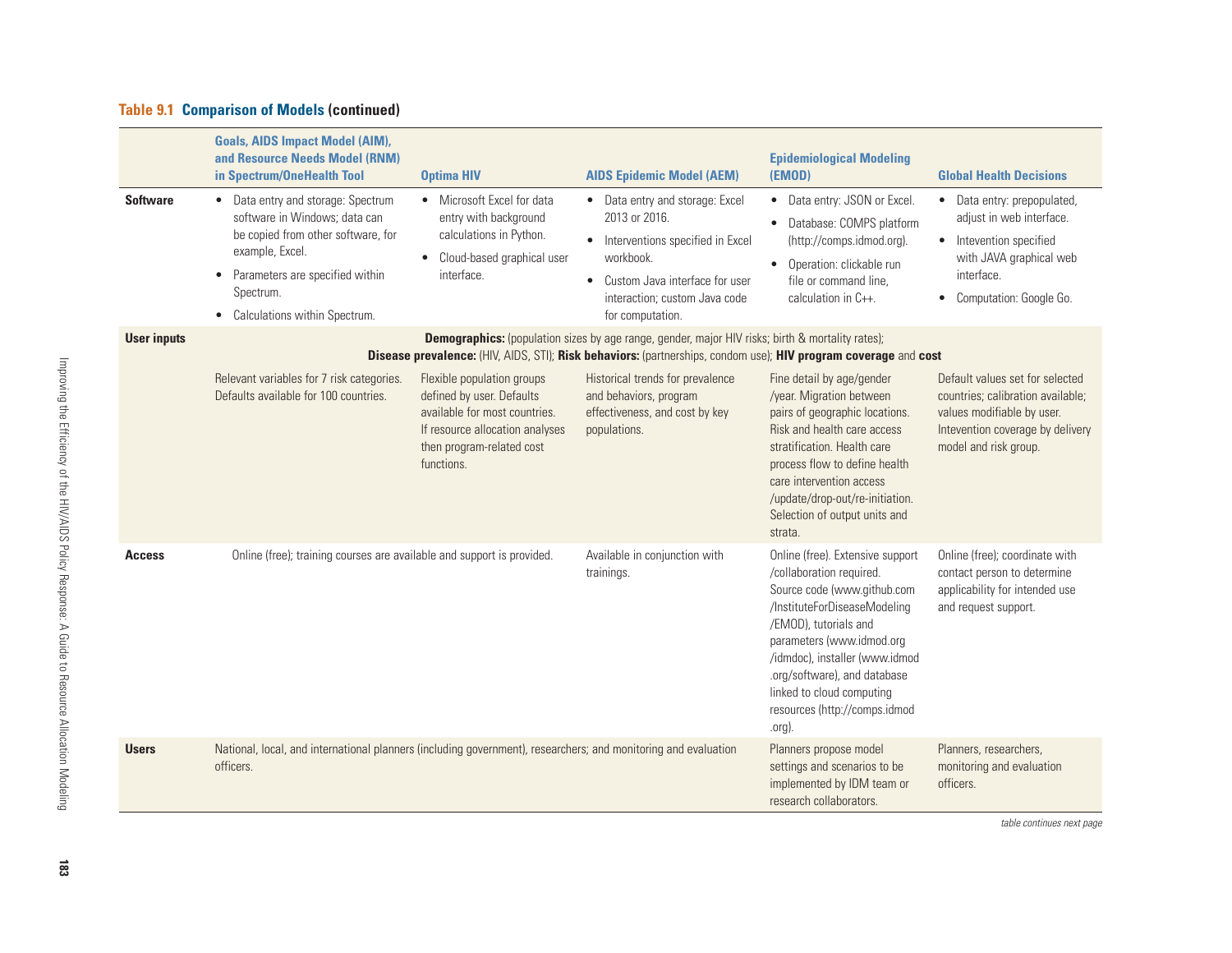**Table 9.1 Comparison of Models (continued)**

| | Goals, AIDS Impact Model (AIM), and Resource Needs Model (RNM) in Spectrum/OneHealth Tool | Optima HIV | AIDS Epidemic Model (AEM) | Epidemiological Modeling (EMOD) | Global Health Decisions |
|---|---|---|---|---|---|
| **Software** | • Data entry and storage: Spectrum software in Windows; data can be copied from other software, for example, Excel. • Parameters are specified within Spectrum. • Calculations within Spectrum. | • Microsoft Excel for data entry with background calculations in Python. • Cloud-based graphical user interface. | • Data entry and storage: Excel 2013 or 2016. • Interventions specified in Excel workbook. • Custom Java interface for user interaction; custom Java code for computation. | • Data entry: JSON or Excel. • Database: COMPS platform (http://comps.idmod.org). • Operation: clickable run file or command line, calculation in C++. | • Data entry: prepopulated, adjust in web interface. • Intevention specified with JAVA graphical web interface. • Computation: Google Go. |
| **User inputs** | **Demographics:** (population sizes by age range, gender, major HIV risks; birth & mortality rates); **Disease prevalence:** (HIV, AIDS, STI); **Risk behaviors:** (partnerships, condom use); **HIV program coverage** and **cost** | | | | |
| | Relevant variables for 7 risk categories. Defaults available for 100 countries. | Flexible population groups defined by user. Defaults available for most countries. If resource allocation analyses then program-related cost functions. | Historical trends for prevalence and behaviors, program effectiveness, and cost by key populations. | Fine detail by age/gender /year. Migration between pairs of geographic locations. Risk and health care access stratification. Health care process flow to define health care intervention access /update/drop-out/re-initiation. Selection of output units and strata. | Default values set for selected countries; calibration available; values modifiable by user. Intevention coverage by delivery model and risk group. |
| **Access** | Online (free); training courses are available and support is provided. | | Available in conjunction with trainings. | Online (free). Extensive support /collaboration required. Source code (www.github.com /InstituteForDiseaseModeling /EMOD), tutorials and parameters (www.idmod.org /idmdoc), installer (www.idmod .org/software), and database linked to cloud computing resources (http://comps.idmod .org). | Online (free); coordinate with contact person to determine applicability for intended use and request support. |
| **Users** | National, local, and international planners (including government), researchers; and monitoring and evaluation officers. | | | Planners propose model settings and scenarios to be implemented by IDM team or research collaborators. | Planners, researchers, monitoring and evaluation officers. |

*table continues next page*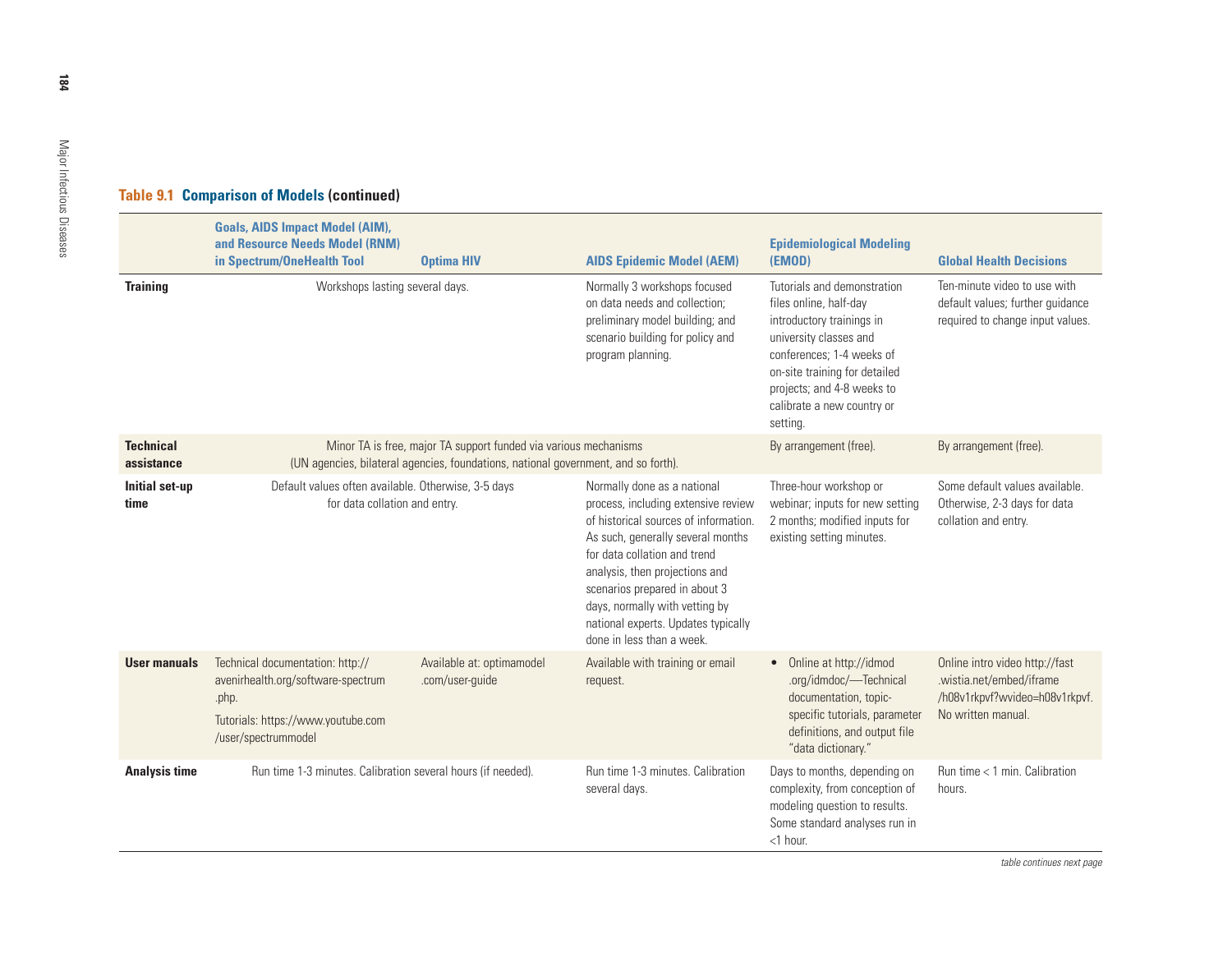**Table 9.1 Comparison of Models (continued)**

| | Goals, AIDS Impact Model (AIM), and Resource Needs Model (RNM) in Spectrum/OneHealth Tool | Optima HIV | AIDS Epidemic Model (AEM) | Epidemiological Modeling (EMOD) | Global Health Decisions |
|---|---|---|---|---|---|
| **Training** | Workshops lasting several days. | | Normally 3 workshops focused on data needs and collection; preliminary model building; and scenario building for policy and program planning. | Tutorials and demonstration files online, half-day introductory trainings in university classes and conferences; 1-4 weeks of on-site training for detailed projects; and 4-8 weeks to calibrate a new country or setting. | Ten-minute video to use with default values; further guidance required to change input values. |
| **Technical assistance** | Minor TA is free, major TA support funded via various mechanisms (UN agencies, bilateral agencies, foundations, national government, and so forth). | | | By arrangement (free). | By arrangement (free). |
| **Initial set-up time** | Default values often available. Otherwise, 3-5 days for data collation and entry. | | Normally done as a national process, including extensive review of historical sources of information. As such, generally several months for data collation and trend analysis, then projections and scenarios prepared in about 3 days, normally with vetting by national experts. Updates typically done in less than a week. | Three-hour workshop or webinar; inputs for new setting 2 months; modified inputs for existing setting minutes. | Some default values available. Otherwise, 2-3 days for data collation and entry. |
| **User manuals** | Technical documentation: http://avenirhealth.org/software-spectrum.php. Tutorials: https://www.youtube.com/user/spectrummodel | Available at: optimamodel.com/user-guide | Available with training or email request. | • Online at http://idmod.org/idmdoc/—Technical documentation, topic-specific tutorials, parameter definitions, and output file "data dictionary." | Online intro video http://fast.wistia.net/embed/iframe/h08v1rkpvf?wvideo=h08v1rkpvf. No written manual. |
| **Analysis time** | Run time 1-3 minutes. Calibration several hours (if needed). | | Run time 1-3 minutes. Calibration several days. | Days to months, depending on complexity, from conception of modeling question to results. Some standard analyses run in <1 hour. | Run time < 1 min. Calibration hours. |

*table continues next page*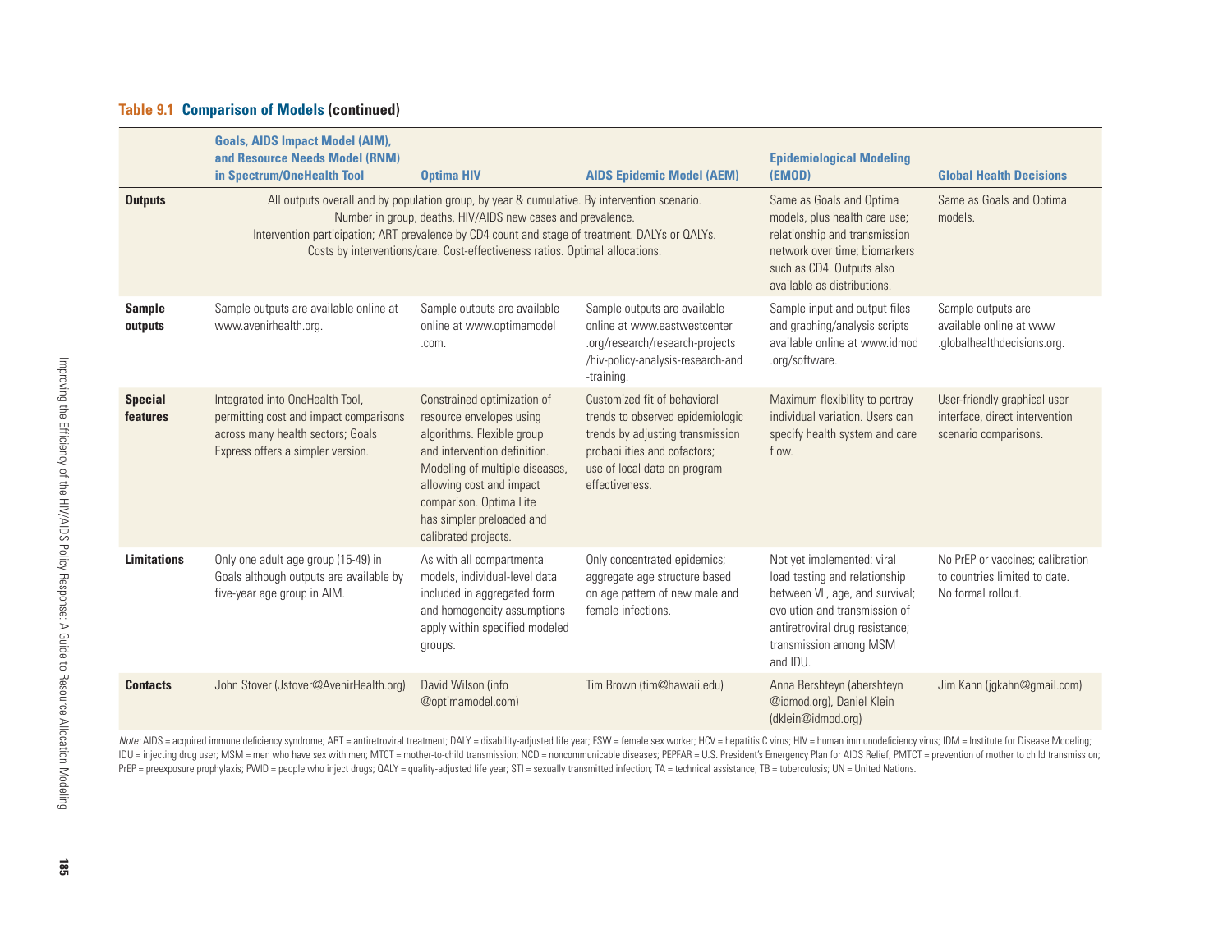**Table 9.1 Comparison of Models (continued)**

| | Goals, AIDS Impact Model (AIM), and Resource Needs Model (RNM) in Spectrum/OneHealth Tool | Optima HIV | AIDS Epidemic Model (AEM) | Epidemiological Modeling (EMOD) | Global Health Decisions |
|---|---|---|---|---|---|
| **Outputs** | All outputs overall and by population group, by year & cumulative. By intervention scenario. Number in group, deaths, HIV/AIDS new cases and prevalence. Intervention participation; ART prevalence by CD4 count and stage of treatment. DALYs or QALYs. Costs by interventions/care. Cost-effectiveness ratios. Optimal allocations. | | | Same as Goals and Optima models, plus health care use; relationship and transmission network over time; biomarkers such as CD4. Outputs also available as distributions. | Same as Goals and Optima models. |
| **Sample outputs** | Sample outputs are available online at www.avenirhealth.org. | Sample outputs are available online at www.optimamodel.com. | Sample outputs are available online at www.eastwestcenter.org/research/research-projects/hiv-policy-analysis-research-and-training. | Sample input and output files and graphing/analysis scripts available online at www.idmod.org/software. | Sample outputs are available online at www.globalhealthdecisions.org. |
| **Special features** | Integrated into OneHealth Tool, permitting cost and impact comparisons across many health sectors; Goals Express offers a simpler version. | Constrained optimization of resource envelopes using algorithms. Flexible group and intervention definition. Modeling of multiple diseases, allowing cost and impact comparison. Optima Lite has simpler preloaded and calibrated projects. | Customized fit of behavioral trends to observed epidemiologic trends by adjusting transmission probabilities and cofactors; use of local data on program effectiveness. | Maximum flexibility to portray individual variation. Users can specify health system and care flow. | User-friendly graphical user interface, direct intervention scenario comparisons. |
| **Limitations** | Only one adult age group (15-49) in Goals although outputs are available by five-year age group in AIM. | As with all compartmental models, individual-level data included in aggregated form and homogeneity assumptions apply within specified modeled groups. | Only concentrated epidemics; aggregate age structure based on age pattern of new male and female infections. | Not yet implemented: viral load testing and relationship between VL, age, and survival; evolution and transmission of antiretroviral drug resistance; transmission among MSM and IDU. | No PrEP or vaccines; calibration to countries limited to date. No formal rollout. |
| **Contacts** | John Stover (Jstover@AvenirHealth.org) | David Wilson (info@optimamodel.com) | Tim Brown (tim@hawaii.edu) | Anna Bershteyn (abershteyn@idmod.org), Daniel Klein (dklein@idmod.org) | Jim Kahn (jgkahn@gmail.com) |

*Note:* AIDS = acquired immune deficiency syndrome; ART = antiretroviral treatment; DALY = disability-adjusted life year; FSW = female sex worker; HCV = hepatitis C virus; HIV = human immunodeficiency virus; IDM = Institute for Disease Modeling; IDU = injecting drug user; MSM = men who have sex with men; MTCT = mother-to-child transmission; NCD = noncommunicable diseases; PEPFAR = U.S. President's Emergency Plan for AIDS Relief; PMTCT = prevention of mother to child transmission; PrEP = preexposure prophylaxis; PWID = people who inject drugs; QALY = quality-adjusted life year; STI = sexually transmitted infection; TA = technical assistance; TB = tuberculosis; UN = United Nations.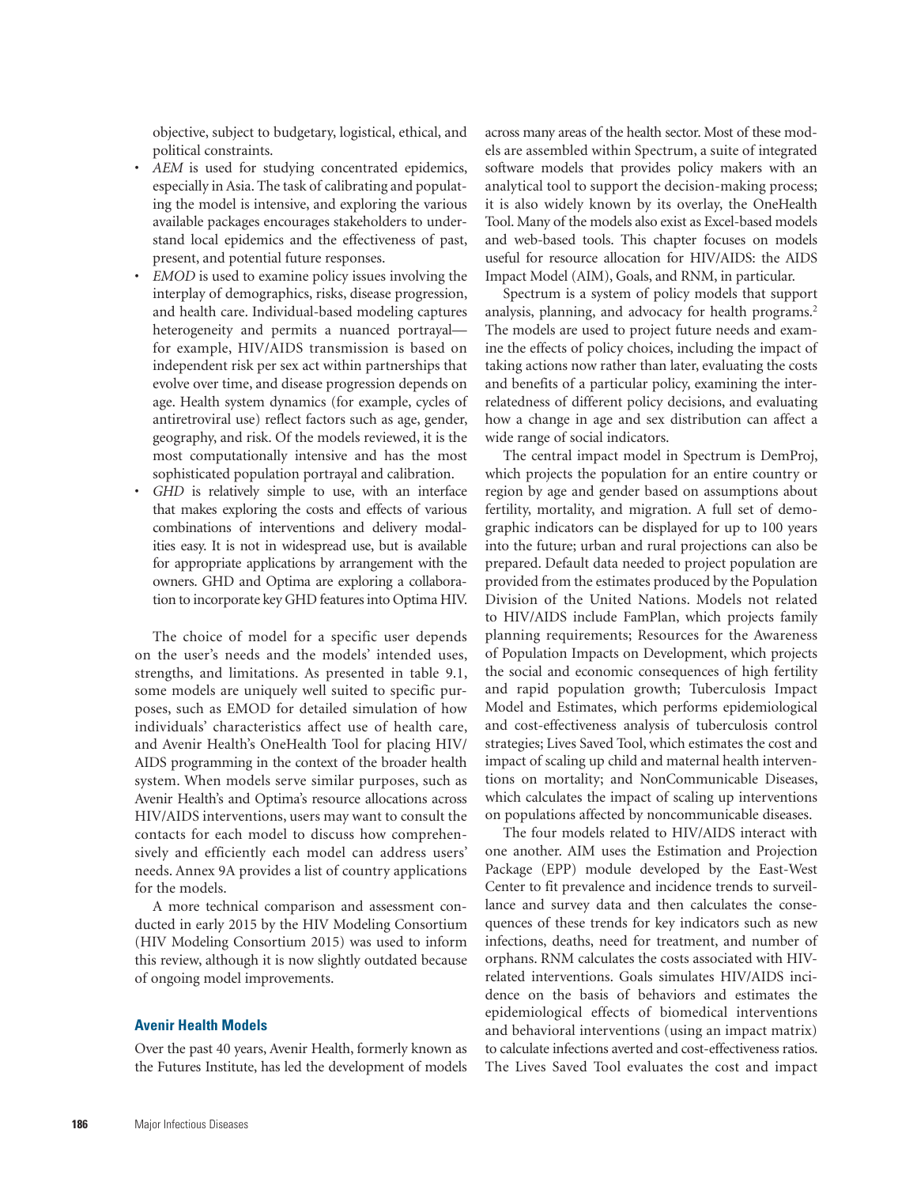objective, subject to budgetary, logistical, ethical, and political constraints.

- *AEM* is used for studying concentrated epidemics, especially in Asia. The task of calibrating and populating the model is intensive, and exploring the various available packages encourages stakeholders to understand local epidemics and the effectiveness of past, present, and potential future responses.
- *EMOD* is used to examine policy issues involving the interplay of demographics, risks, disease progression, and health care. Individual-based modeling captures heterogeneity and permits a nuanced portrayal—for example, HIV/AIDS transmission is based on independent risk per sex act within partnerships that evolve over time, and disease progression depends on age. Health system dynamics (for example, cycles of antiretroviral use) reflect factors such as age, gender, geography, and risk. Of the models reviewed, it is the most computationally intensive and has the most sophisticated population portrayal and calibration.
- *GHD* is relatively simple to use, with an interface that makes exploring the costs and effects of various combinations of interventions and delivery modalities easy. It is not in widespread use, but is available for appropriate applications by arrangement with the owners. GHD and Optima are exploring a collaboration to incorporate key GHD features into Optima HIV.

The choice of model for a specific user depends on the user's needs and the models' intended uses, strengths, and limitations. As presented in table 9.1, some models are uniquely well suited to specific purposes, such as EMOD for detailed simulation of how individuals' characteristics affect use of health care, and Avenir Health's OneHealth Tool for placing HIV/AIDS programming in the context of the broader health system. When models serve similar purposes, such as Avenir Health's and Optima's resource allocations across HIV/AIDS interventions, users may want to consult the contacts for each model to discuss how comprehensively and efficiently each model can address users' needs. Annex 9A provides a list of country applications for the models.

A more technical comparison and assessment conducted in early 2015 by the HIV Modeling Consortium (HIV Modeling Consortium 2015) was used to inform this review, although it is now slightly outdated because of ongoing model improvements.

### Avenir Health Models

Over the past 40 years, Avenir Health, formerly known as the Futures Institute, has led the development of models across many areas of the health sector. Most of these models are assembled within Spectrum, a suite of integrated software models that provides policy makers with an analytical tool to support the decision-making process; it is also widely known by its overlay, the OneHealth Tool. Many of the models also exist as Excel-based models and web-based tools. This chapter focuses on models useful for resource allocation for HIV/AIDS: the AIDS Impact Model (AIM), Goals, and RNM, in particular.

Spectrum is a system of policy models that support analysis, planning, and advocacy for health programs.[2] The models are used to project future needs and examine the effects of policy choices, including the impact of taking actions now rather than later, evaluating the costs and benefits of a particular policy, examining the interrelatedness of different policy decisions, and evaluating how a change in age and sex distribution can affect a wide range of social indicators.

The central impact model in Spectrum is DemProj, which projects the population for an entire country or region by age and gender based on assumptions about fertility, mortality, and migration. A full set of demographic indicators can be displayed for up to 100 years into the future; urban and rural projections can also be prepared. Default data needed to project population are provided from the estimates produced by the Population Division of the United Nations. Models not related to HIV/AIDS include FamPlan, which projects family planning requirements; Resources for the Awareness of Population Impacts on Development, which projects the social and economic consequences of high fertility and rapid population growth; Tuberculosis Impact Model and Estimates, which performs epidemiological and cost-effectiveness analysis of tuberculosis control strategies; Lives Saved Tool, which estimates the cost and impact of scaling up child and maternal health interventions on mortality; and NonCommunicable Diseases, which calculates the impact of scaling up interventions on populations affected by noncommunicable diseases.

The four models related to HIV/AIDS interact with one another. AIM uses the Estimation and Projection Package (EPP) module developed by the East-West Center to fit prevalence and incidence trends to surveillance and survey data and then calculates the consequences of these trends for key indicators such as new infections, deaths, need for treatment, and number of orphans. RNM calculates the costs associated with HIV-related interventions. Goals simulates HIV/AIDS incidence on the basis of behaviors and estimates the epidemiological effects of biomedical interventions and behavioral interventions (using an impact matrix) to calculate infections averted and cost-effectiveness ratios. The Lives Saved Tool evaluates the cost and impact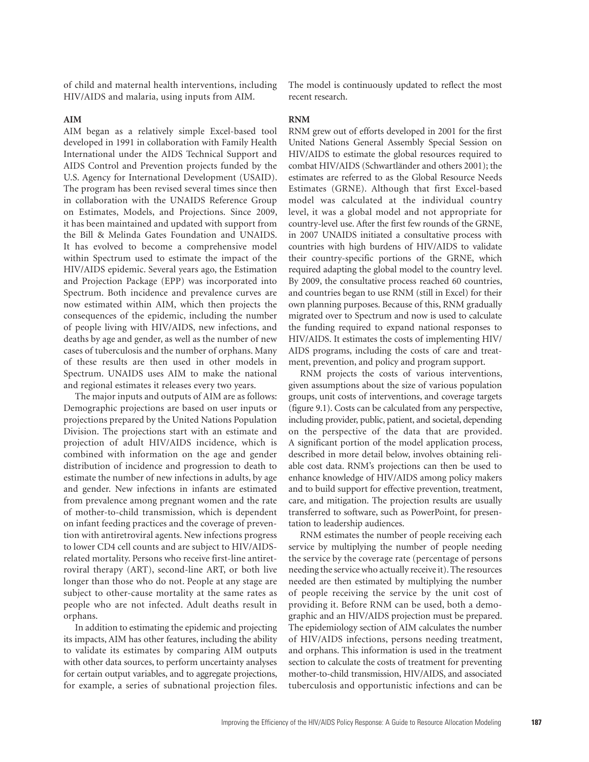of child and maternal health interventions, including HIV/AIDS and malaria, using inputs from AIM.

**AIM**

AIM began as a relatively simple Excel-based tool developed in 1991 in collaboration with Family Health International under the AIDS Technical Support and AIDS Control and Prevention projects funded by the U.S. Agency for International Development (USAID). The program has been revised several times since then in collaboration with the UNAIDS Reference Group on Estimates, Models, and Projections. Since 2009, it has been maintained and updated with support from the Bill & Melinda Gates Foundation and UNAIDS. It has evolved to become a comprehensive model within Spectrum used to estimate the impact of the HIV/AIDS epidemic. Several years ago, the Estimation and Projection Package (EPP) was incorporated into Spectrum. Both incidence and prevalence curves are now estimated within AIM, which then projects the consequences of the epidemic, including the number of people living with HIV/AIDS, new infections, and deaths by age and gender, as well as the number of new cases of tuberculosis and the number of orphans. Many of these results are then used in other models in Spectrum. UNAIDS uses AIM to make the national and regional estimates it releases every two years.

The major inputs and outputs of AIM are as follows: Demographic projections are based on user inputs or projections prepared by the United Nations Population Division. The projections start with an estimate and projection of adult HIV/AIDS incidence, which is combined with information on the age and gender distribution of incidence and progression to death to estimate the number of new infections in adults, by age and gender. New infections in infants are estimated from prevalence among pregnant women and the rate of mother-to-child transmission, which is dependent on infant feeding practices and the coverage of prevention with antiretroviral agents. New infections progress to lower CD4 cell counts and are subject to HIV/AIDS-related mortality. Persons who receive first-line antiretroviral therapy (ART), second-line ART, or both live longer than those who do not. People at any stage are subject to other-cause mortality at the same rates as people who are not infected. Adult deaths result in orphans.

In addition to estimating the epidemic and projecting its impacts, AIM has other features, including the ability to validate its estimates by comparing AIM outputs with other data sources, to perform uncertainty analyses for certain output variables, and to aggregate projections, for example, a series of subnational projection files. The model is continuously updated to reflect the most recent research.

**RNM**

RNM grew out of efforts developed in 2001 for the first United Nations General Assembly Special Session on HIV/AIDS to estimate the global resources required to combat HIV/AIDS (Schwartländer and others 2001); the estimates are referred to as the Global Resource Needs Estimates (GRNE). Although that first Excel-based model was calculated at the individual country level, it was a global model and not appropriate for country-level use. After the first few rounds of the GRNE, in 2007 UNAIDS initiated a consultative process with countries with high burdens of HIV/AIDS to validate their country-specific portions of the GRNE, which required adapting the global model to the country level. By 2009, the consultative process reached 60 countries, and countries began to use RNM (still in Excel) for their own planning purposes. Because of this, RNM gradually migrated over to Spectrum and now is used to calculate the funding required to expand national responses to HIV/AIDS. It estimates the costs of implementing HIV/AIDS programs, including the costs of care and treatment, prevention, and policy and program support.

RNM projects the costs of various interventions, given assumptions about the size of various population groups, unit costs of interventions, and coverage targets (figure 9.1). Costs can be calculated from any perspective, including provider, public, patient, and societal, depending on the perspective of the data that are provided. A significant portion of the model application process, described in more detail below, involves obtaining reliable cost data. RNM's projections can then be used to enhance knowledge of HIV/AIDS among policy makers and to build support for effective prevention, treatment, care, and mitigation. The projection results are usually transferred to software, such as PowerPoint, for presentation to leadership audiences.

RNM estimates the number of people receiving each service by multiplying the number of people needing the service by the coverage rate (percentage of persons needing the service who actually receive it). The resources needed are then estimated by multiplying the number of people receiving the service by the unit cost of providing it. Before RNM can be used, both a demographic and an HIV/AIDS projection must be prepared. The epidemiology section of AIM calculates the number of HIV/AIDS infections, persons needing treatment, and orphans. This information is used in the treatment section to calculate the costs of treatment for preventing mother-to-child transmission, HIV/AIDS, and associated tuberculosis and opportunistic infections and can be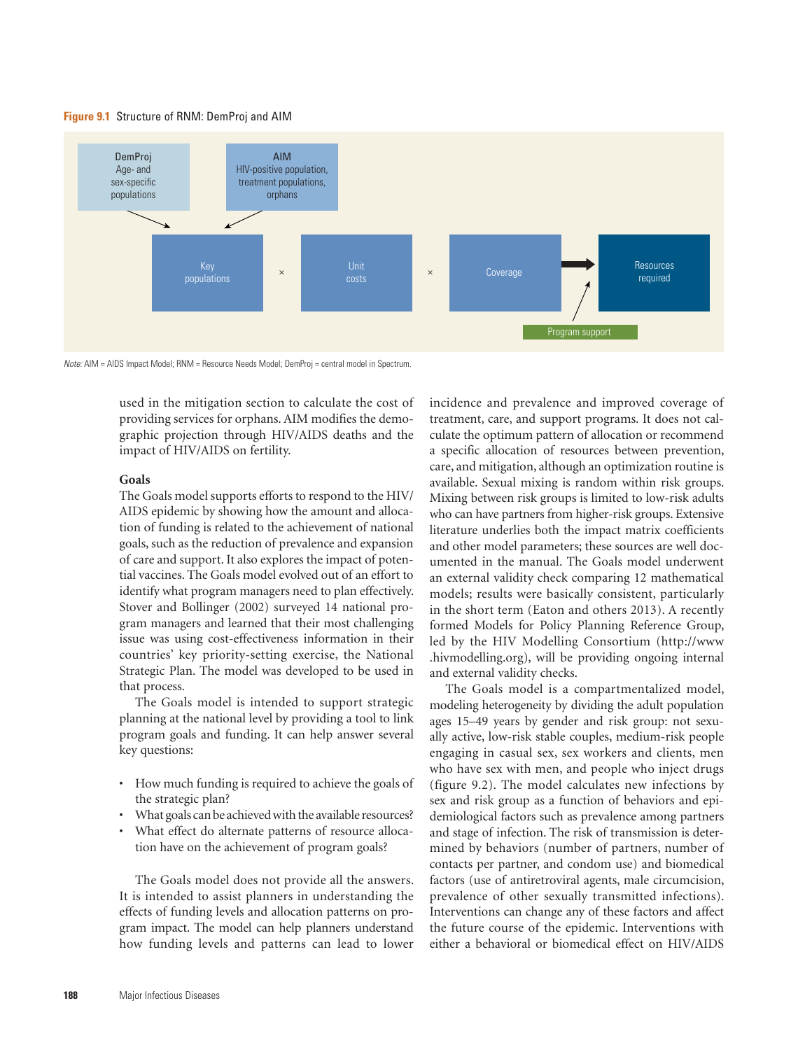**Figure 9.1** Structure of RNM: DemProj and AIM

DemProj
Age- and sex-specific populations

AIM
HIV-positive population, treatment populations, orphans

Key populations × Unit costs × Coverage

Resources required

Program support

*Note:* AIM = AIDS Impact Model; RNM = Resource Needs Model; DemProj = central model in Spectrum.

used in the mitigation section to calculate the cost of providing services for orphans. AIM modifies the demographic projection through HIV/AIDS deaths and the impact of HIV/AIDS on fertility.

### Goals

The Goals model supports efforts to respond to the HIV/AIDS epidemic by showing how the amount and allocation of funding is related to the achievement of national goals, such as the reduction of prevalence and expansion of care and support. It also explores the impact of potential vaccines. The Goals model evolved out of an effort to identify what program managers need to plan effectively. Stover and Bollinger (2002) surveyed 14 national program managers and learned that their most challenging issue was using cost-effectiveness information in their countries' key priority-setting exercise, the National Strategic Plan. The model was developed to be used in that process.

The Goals model is intended to support strategic planning at the national level by providing a tool to link program goals and funding. It can help answer several key questions:

- How much funding is required to achieve the goals of the strategic plan?
- What goals can be achieved with the available resources?
- What effect do alternate patterns of resource allocation have on the achievement of program goals?

The Goals model does not provide all the answers. It is intended to assist planners in understanding the effects of funding levels and allocation patterns on program impact. The model can help planners understand how funding levels and patterns can lead to lower incidence and prevalence and improved coverage of treatment, care, and support programs. It does not calculate the optimum pattern of allocation or recommend a specific allocation of resources between prevention, care, and mitigation, although an optimization routine is available. Sexual mixing is random within risk groups. Mixing between risk groups is limited to low-risk adults who can have partners from higher-risk groups. Extensive literature underlies both the impact matrix coefficients and other model parameters; these sources are well documented in the manual. The Goals model underwent an external validity check comparing 12 mathematical models; results were basically consistent, particularly in the short term (Eaton and others 2013). A recently formed Models for Policy Planning Reference Group, led by the HIV Modelling Consortium (http://www.hivmodelling.org), will be providing ongoing internal and external validity checks.

The Goals model is a compartmentalized model, modeling heterogeneity by dividing the adult population ages 15–49 years by gender and risk group: not sexually active, low-risk stable couples, medium-risk people engaging in casual sex, sex workers and clients, men who have sex with men, and people who inject drugs (figure 9.2). The model calculates new infections by sex and risk group as a function of behaviors and epidemiological factors such as prevalence among partners and stage of infection. The risk of transmission is determined by behaviors (number of partners, number of contacts per partner, and condom use) and biomedical factors (use of antiretroviral agents, male circumcision, prevalence of other sexually transmitted infections). Interventions can change any of these factors and affect the future course of the epidemic. Interventions with either a behavioral or biomedical effect on HIV/AIDS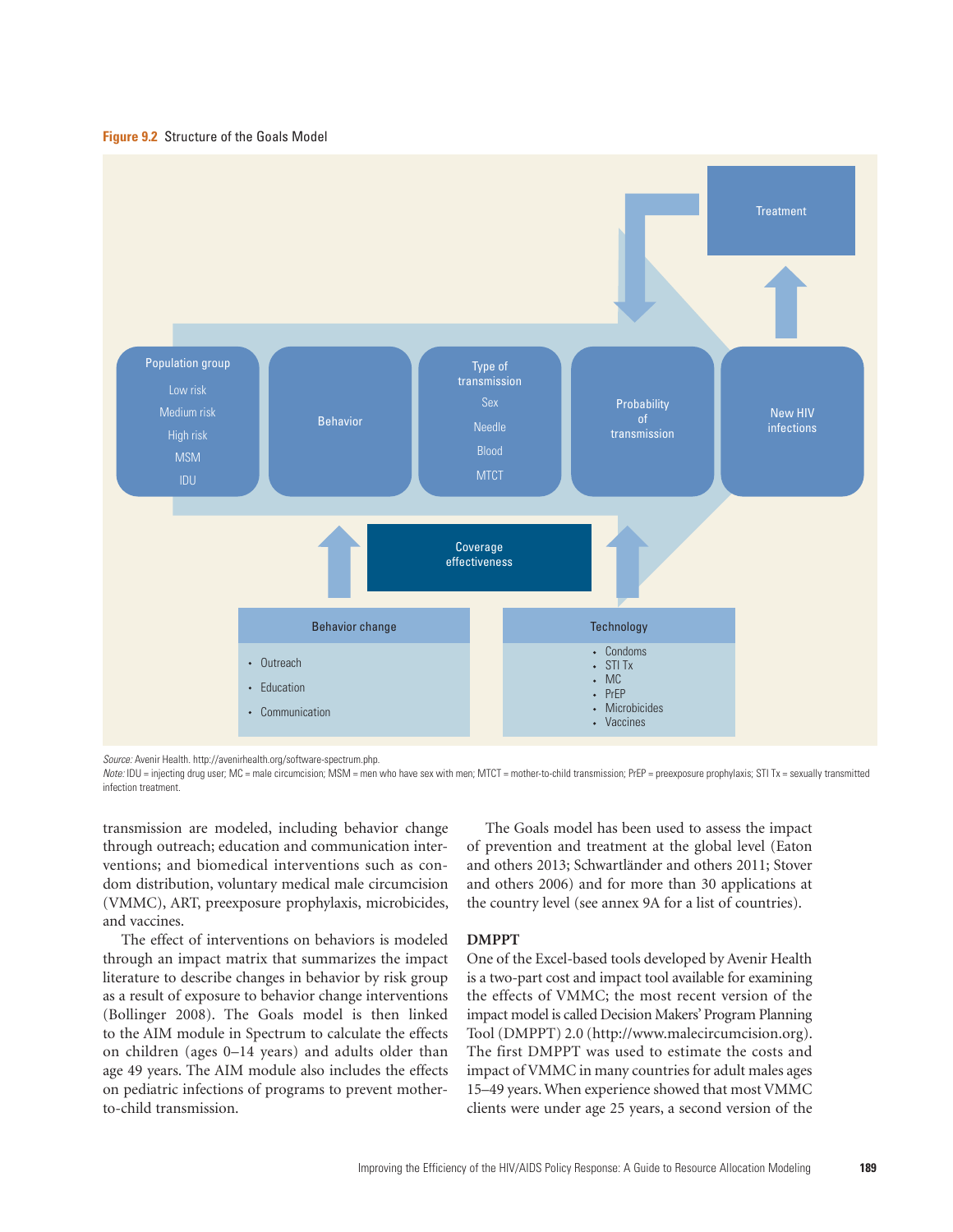**Figure 9.2** Structure of the Goals Model

Population group: Low risk, Medium risk, High risk, MSM, IDU → Behavior → Type of transmission: Sex, Needle, Blood, MTCT → Probability of transmission → New HIV infections → Treatment

Coverage effectiveness

Behavior change
- Outreach
- Education
- Communication

Technology
- Condoms
- STI Tx
- MC
- PrEP
- Microbicides
- Vaccines

*Source:* Avenir Health. http://avenirhealth.org/software-spectrum.php.

*Note:* IDU = injecting drug user; MC = male circumcision; MSM = men who have sex with men; MTCT = mother-to-child transmission; PrEP = preexposure prophylaxis; STI Tx = sexually transmitted infection treatment.

transmission are modeled, including behavior change through outreach; education and communication interventions; and biomedical interventions such as condom distribution, voluntary medical male circumcision (VMMC), ART, preexposure prophylaxis, microbicides, and vaccines.

The effect of interventions on behaviors is modeled through an impact matrix that summarizes the impact literature to describe changes in behavior by risk group as a result of exposure to behavior change interventions (Bollinger 2008). The Goals model is then linked to the AIM module in Spectrum to calculate the effects on children (ages 0–14 years) and adults older than age 49 years. The AIM module also includes the effects on pediatric infections of programs to prevent mother-to-child transmission.

The Goals model has been used to assess the impact of prevention and treatment at the global level (Eaton and others 2013; Schwartländer and others 2011; Stover and others 2006) and for more than 30 applications at the country level (see annex 9A for a list of countries).

### DMPPT

One of the Excel-based tools developed by Avenir Health is a two-part cost and impact tool available for examining the effects of VMMC; the most recent version of the impact model is called Decision Makers' Program Planning Tool (DMPPT) 2.0 (http://www.malecircumcision.org). The first DMPPT was used to estimate the costs and impact of VMMC in many countries for adult males ages 15–49 years. When experience showed that most VMMC clients were under age 25 years, a second version of the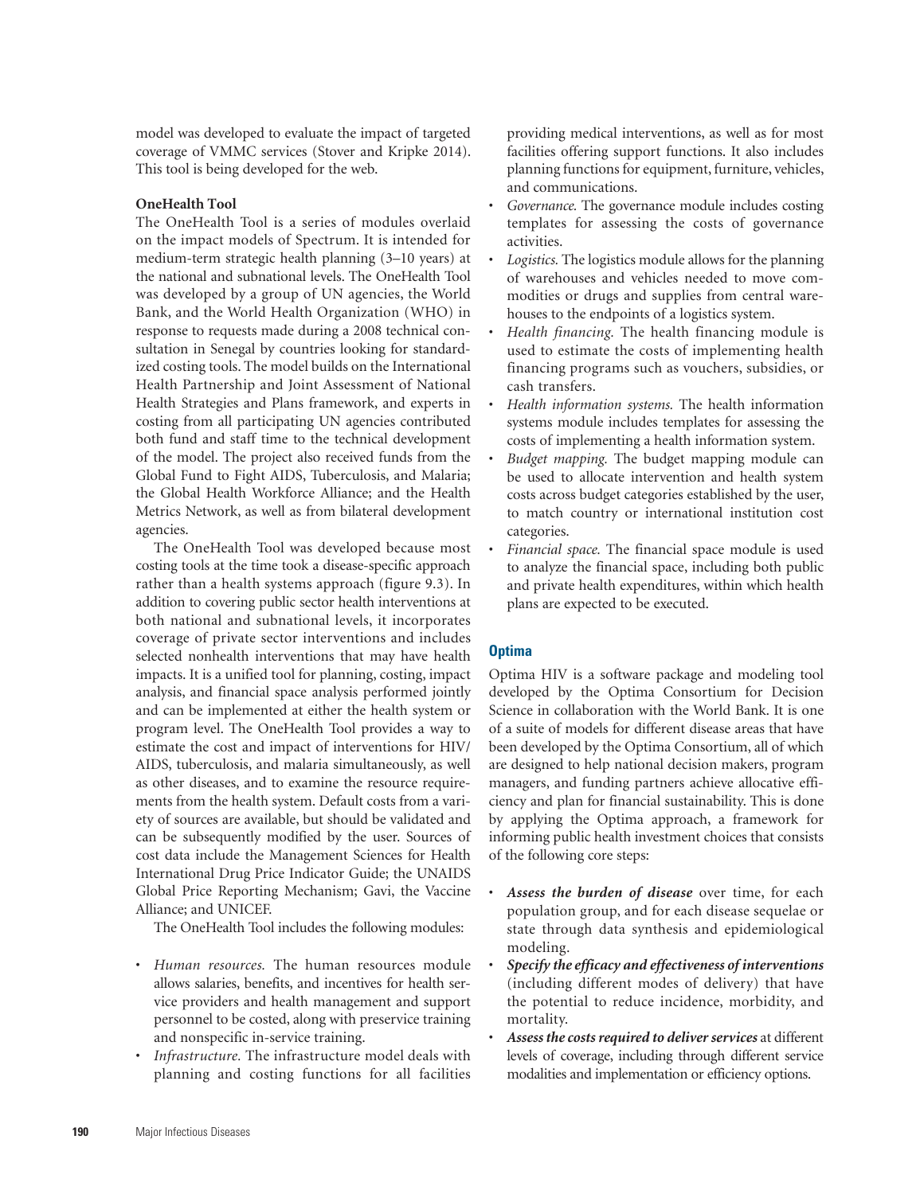model was developed to evaluate the impact of targeted coverage of VMMC services (Stover and Kripke 2014). This tool is being developed for the web.

**OneHealth Tool**

The OneHealth Tool is a series of modules overlaid on the impact models of Spectrum. It is intended for medium-term strategic health planning (3–10 years) at the national and subnational levels. The OneHealth Tool was developed by a group of UN agencies, the World Bank, and the World Health Organization (WHO) in response to requests made during a 2008 technical consultation in Senegal by countries looking for standardized costing tools. The model builds on the International Health Partnership and Joint Assessment of National Health Strategies and Plans framework, and experts in costing from all participating UN agencies contributed both fund and staff time to the technical development of the model. The project also received funds from the Global Fund to Fight AIDS, Tuberculosis, and Malaria; the Global Health Workforce Alliance; and the Health Metrics Network, as well as from bilateral development agencies.

The OneHealth Tool was developed because most costing tools at the time took a disease-specific approach rather than a health systems approach (figure 9.3). In addition to covering public sector health interventions at both national and subnational levels, it incorporates coverage of private sector interventions and includes selected nonhealth interventions that may have health impacts. It is a unified tool for planning, costing, impact analysis, and financial space analysis performed jointly and can be implemented at either the health system or program level. The OneHealth Tool provides a way to estimate the cost and impact of interventions for HIV/AIDS, tuberculosis, and malaria simultaneously, as well as other diseases, and to examine the resource requirements from the health system. Default costs from a variety of sources are available, but should be validated and can be subsequently modified by the user. Sources of cost data include the Management Sciences for Health International Drug Price Indicator Guide; the UNAIDS Global Price Reporting Mechanism; Gavi, the Vaccine Alliance; and UNICEF.

The OneHealth Tool includes the following modules:

- *Human resources.* The human resources module allows salaries, benefits, and incentives for health service providers and health management and support personnel to be costed, along with preservice training and nonspecific in-service training.
- *Infrastructure.* The infrastructure model deals with planning and costing functions for all facilities providing medical interventions, as well as for most facilities offering support functions. It also includes planning functions for equipment, furniture, vehicles, and communications.
- *Governance.* The governance module includes costing templates for assessing the costs of governance activities.
- *Logistics.* The logistics module allows for the planning of warehouses and vehicles needed to move commodities or drugs and supplies from central warehouses to the endpoints of a logistics system.
- *Health financing.* The health financing module is used to estimate the costs of implementing health financing programs such as vouchers, subsidies, or cash transfers.
- *Health information systems.* The health information systems module includes templates for assessing the costs of implementing a health information system.
- *Budget mapping.* The budget mapping module can be used to allocate intervention and health system costs across budget categories established by the user, to match country or international institution cost categories.
- *Financial space.* The financial space module is used to analyze the financial space, including both public and private health expenditures, within which health plans are expected to be executed.

## Optima

Optima HIV is a software package and modeling tool developed by the Optima Consortium for Decision Science in collaboration with the World Bank. It is one of a suite of models for different disease areas that have been developed by the Optima Consortium, all of which are designed to help national decision makers, program managers, and funding partners achieve allocative efficiency and plan for financial sustainability. This is done by applying the Optima approach, a framework for informing public health investment choices that consists of the following core steps:

- ***Assess the burden of disease*** over time, for each population group, and for each disease sequelae or state through data synthesis and epidemiological modeling.
- ***Specify the efficacy and effectiveness of interventions*** (including different modes of delivery) that have the potential to reduce incidence, morbidity, and mortality.
- ***Assess the costs required to deliver services*** at different levels of coverage, including through different service modalities and implementation or efficiency options.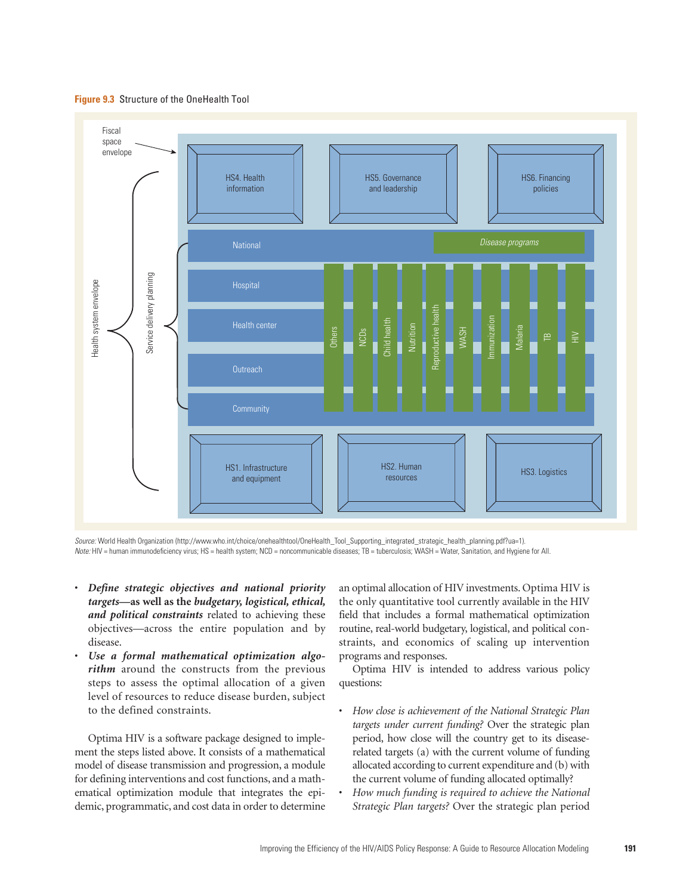**Figure 9.3** Structure of the OneHealth Tool

Fiscal space envelope

Health system envelope

Service delivery planning

HS4. Health information

HS5. Governance and leadership

HS6. Financing policies

National

Disease programs

Hospital

Health center

Outreach

Community

Others | NCDs | Child health | Nutrition | Reproductive health | WASH | Immunization | Malaria | TB | HIV

HS1. Infrastructure and equipment

HS2. Human resources

HS3. Logistics

*Source:* World Health Organization (http://www.who.int/choice/onehealthtool/OneHealth_Tool_Supporting_integrated_strategic_health_planning.pdf?ua=1).
*Note:* HIV = human immunodeficiency virus; HS = health system; NCD = noncommunicable diseases; TB = tuberculosis; WASH = Water, Sanitation, and Hygiene for All.

- ***Define strategic objectives and national priority targets*—as well as the *budgetary, logistical, ethical, and political constraints*** related to achieving these objectives—across the entire population and by disease.
- ***Use a formal mathematical optimization algorithm*** around the constructs from the previous steps to assess the optimal allocation of a given level of resources to reduce disease burden, subject to the defined constraints.

Optima HIV is a software package designed to implement the steps listed above. It consists of a mathematical model of disease transmission and progression, a module for defining interventions and cost functions, and a mathematical optimization module that integrates the epidemic, programmatic, and cost data in order to determine an optimal allocation of HIV investments. Optima HIV is the only quantitative tool currently available in the HIV field that includes a formal mathematical optimization routine, real-world budgetary, logistical, and political constraints, and economics of scaling up intervention programs and responses.

Optima HIV is intended to address various policy questions:

- *How close is achievement of the National Strategic Plan targets under current funding?* Over the strategic plan period, how close will the country get to its disease-related targets (a) with the current volume of funding allocated according to current expenditure and (b) with the current volume of funding allocated optimally?
- *How much funding is required to achieve the National Strategic Plan targets?* Over the strategic plan period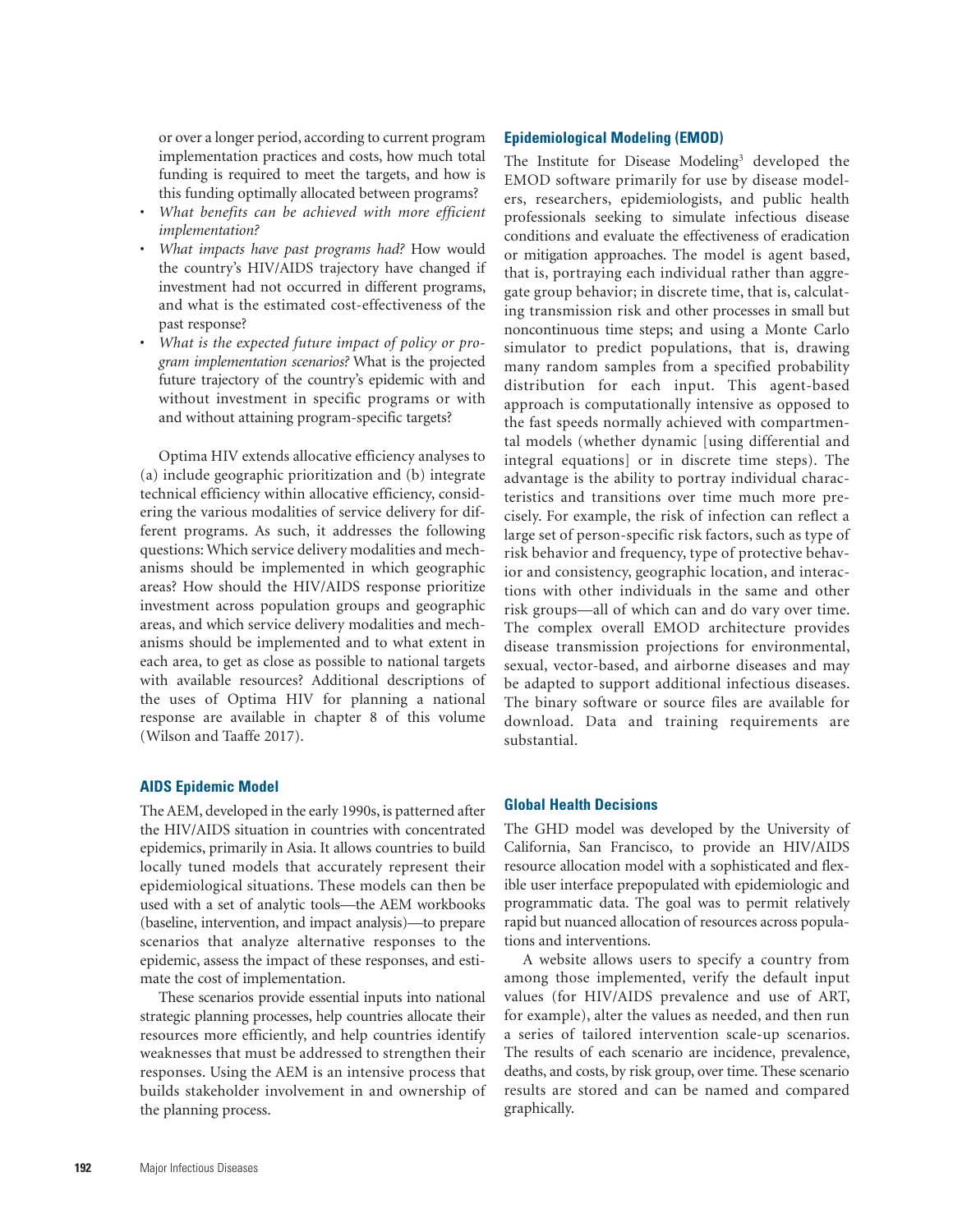or over a longer period, according to current program implementation practices and costs, how much total funding is required to meet the targets, and how is this funding optimally allocated between programs?

- *What benefits can be achieved with more efficient implementation?*
- *What impacts have past programs had?* How would the country's HIV/AIDS trajectory have changed if investment had not occurred in different programs, and what is the estimated cost-effectiveness of the past response?
- *What is the expected future impact of policy or program implementation scenarios?* What is the projected future trajectory of the country's epidemic with and without investment in specific programs or with and without attaining program-specific targets?

Optima HIV extends allocative efficiency analyses to (a) include geographic prioritization and (b) integrate technical efficiency within allocative efficiency, considering the various modalities of service delivery for different programs. As such, it addresses the following questions: Which service delivery modalities and mechanisms should be implemented in which geographic areas? How should the HIV/AIDS response prioritize investment across population groups and geographic areas, and which service delivery modalities and mechanisms should be implemented and to what extent in each area, to get as close as possible to national targets with available resources? Additional descriptions of the uses of Optima HIV for planning a national response are available in chapter 8 of this volume (Wilson and Taaffe 2017).

### AIDS Epidemic Model

The AEM, developed in the early 1990s, is patterned after the HIV/AIDS situation in countries with concentrated epidemics, primarily in Asia. It allows countries to build locally tuned models that accurately represent their epidemiological situations. These models can then be used with a set of analytic tools—the AEM workbooks (baseline, intervention, and impact analysis)—to prepare scenarios that analyze alternative responses to the epidemic, assess the impact of these responses, and estimate the cost of implementation.

These scenarios provide essential inputs into national strategic planning processes, help countries allocate their resources more efficiently, and help countries identify weaknesses that must be addressed to strengthen their responses. Using the AEM is an intensive process that builds stakeholder involvement in and ownership of the planning process.

### Epidemiological Modeling (EMOD)

The Institute for Disease Modeling[3] developed the EMOD software primarily for use by disease modelers, researchers, epidemiologists, and public health professionals seeking to simulate infectious disease conditions and evaluate the effectiveness of eradication or mitigation approaches. The model is agent based, that is, portraying each individual rather than aggregate group behavior; in discrete time, that is, calculating transmission risk and other processes in small but noncontinuous time steps; and using a Monte Carlo simulator to predict populations, that is, drawing many random samples from a specified probability distribution for each input. This agent-based approach is computationally intensive as opposed to the fast speeds normally achieved with compartmental models (whether dynamic [using differential and integral equations] or in discrete time steps). The advantage is the ability to portray individual characteristics and transitions over time much more precisely. For example, the risk of infection can reflect a large set of person-specific risk factors, such as type of risk behavior and frequency, type of protective behavior and consistency, geographic location, and interactions with other individuals in the same and other risk groups—all of which can and do vary over time. The complex overall EMOD architecture provides disease transmission projections for environmental, sexual, vector-based, and airborne diseases and may be adapted to support additional infectious diseases. The binary software or source files are available for download. Data and training requirements are substantial.

### Global Health Decisions

The GHD model was developed by the University of California, San Francisco, to provide an HIV/AIDS resource allocation model with a sophisticated and flexible user interface prepopulated with epidemiologic and programmatic data. The goal was to permit relatively rapid but nuanced allocation of resources across populations and interventions.

A website allows users to specify a country from among those implemented, verify the default input values (for HIV/AIDS prevalence and use of ART, for example), alter the values as needed, and then run a series of tailored intervention scale-up scenarios. The results of each scenario are incidence, prevalence, deaths, and costs, by risk group, over time. These scenario results are stored and can be named and compared graphically.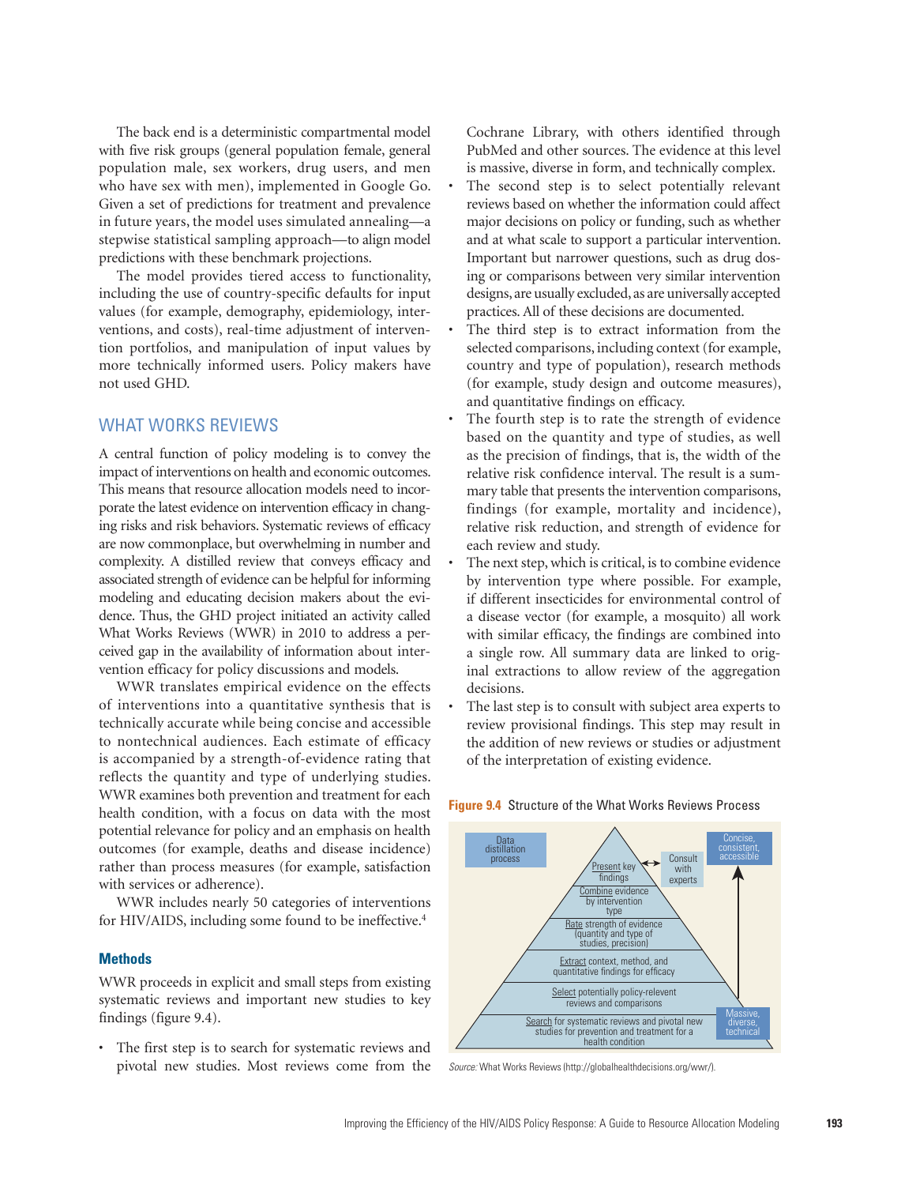The back end is a deterministic compartmental model with five risk groups (general population female, general population male, sex workers, drug users, and men who have sex with men), implemented in Google Go. Given a set of predictions for treatment and prevalence in future years, the model uses simulated annealing—a stepwise statistical sampling approach—to align model predictions with these benchmark projections.

The model provides tiered access to functionality, including the use of country-specific defaults for input values (for example, demography, epidemiology, interventions, and costs), real-time adjustment of intervention portfolios, and manipulation of input values by more technically informed users. Policy makers have not used GHD.

## WHAT WORKS REVIEWS

A central function of policy modeling is to convey the impact of interventions on health and economic outcomes. This means that resource allocation models need to incorporate the latest evidence on intervention efficacy in changing risks and risk behaviors. Systematic reviews of efficacy are now commonplace, but overwhelming in number and complexity. A distilled review that conveys efficacy and associated strength of evidence can be helpful for informing modeling and educating decision makers about the evidence. Thus, the GHD project initiated an activity called What Works Reviews (WWR) in 2010 to address a perceived gap in the availability of information about intervention efficacy for policy discussions and models.

WWR translates empirical evidence on the effects of interventions into a quantitative synthesis that is technically accurate while being concise and accessible to nontechnical audiences. Each estimate of efficacy is accompanied by a strength-of-evidence rating that reflects the quantity and type of underlying studies. WWR examines both prevention and treatment for each health condition, with a focus on data with the most potential relevance for policy and an emphasis on health outcomes (for example, deaths and disease incidence) rather than process measures (for example, satisfaction with services or adherence).

WWR includes nearly 50 categories of interventions for HIV/AIDS, including some found to be ineffective.[4]

### Methods

WWR proceeds in explicit and small steps from existing systematic reviews and important new studies to key findings (figure 9.4).

- The first step is to search for systematic reviews and pivotal new studies. Most reviews come from the Cochrane Library, with others identified through PubMed and other sources. The evidence at this level is massive, diverse in form, and technically complex.
- The second step is to select potentially relevant reviews based on whether the information could affect major decisions on policy or funding, such as whether and at what scale to support a particular intervention. Important but narrower questions, such as drug dosing or comparisons between very similar intervention designs, are usually excluded, as are universally accepted practices. All of these decisions are documented.
- The third step is to extract information from the selected comparisons, including context (for example, country and type of population), research methods (for example, study design and outcome measures), and quantitative findings on efficacy.
- The fourth step is to rate the strength of evidence based on the quantity and type of studies, as well as the precision of findings, that is, the width of the relative risk confidence interval. The result is a summary table that presents the intervention comparisons, findings (for example, mortality and incidence), relative risk reduction, and strength of evidence for each review and study.
- The next step, which is critical, is to combine evidence by intervention type where possible. For example, if different insecticides for environmental control of a disease vector (for example, a mosquito) all work with similar efficacy, the findings are combined into a single row. All summary data are linked to original extractions to allow review of the aggregation decisions.
- The last step is to consult with subject area experts to review provisional findings. This step may result in the addition of new reviews or studies or adjustment of the interpretation of existing evidence.

**Figure 9.4** Structure of the What Works Reviews Process

Data distillation process

Present key findings ↔ Consult with experts

Combine evidence by intervention type

Rate strength of evidence (quantity and type of studies, precision)

Extract context, method, and quantitative findings for efficacy

Select potentially policy-relevent reviews and comparisons

Search for systematic reviews and pivotal new studies for prevention and treatment for a health condition

Massive, diverse, technical → Concise, consistent, accessible

*Source:* What Works Reviews (http://globalhealthdecisions.org/wwr/).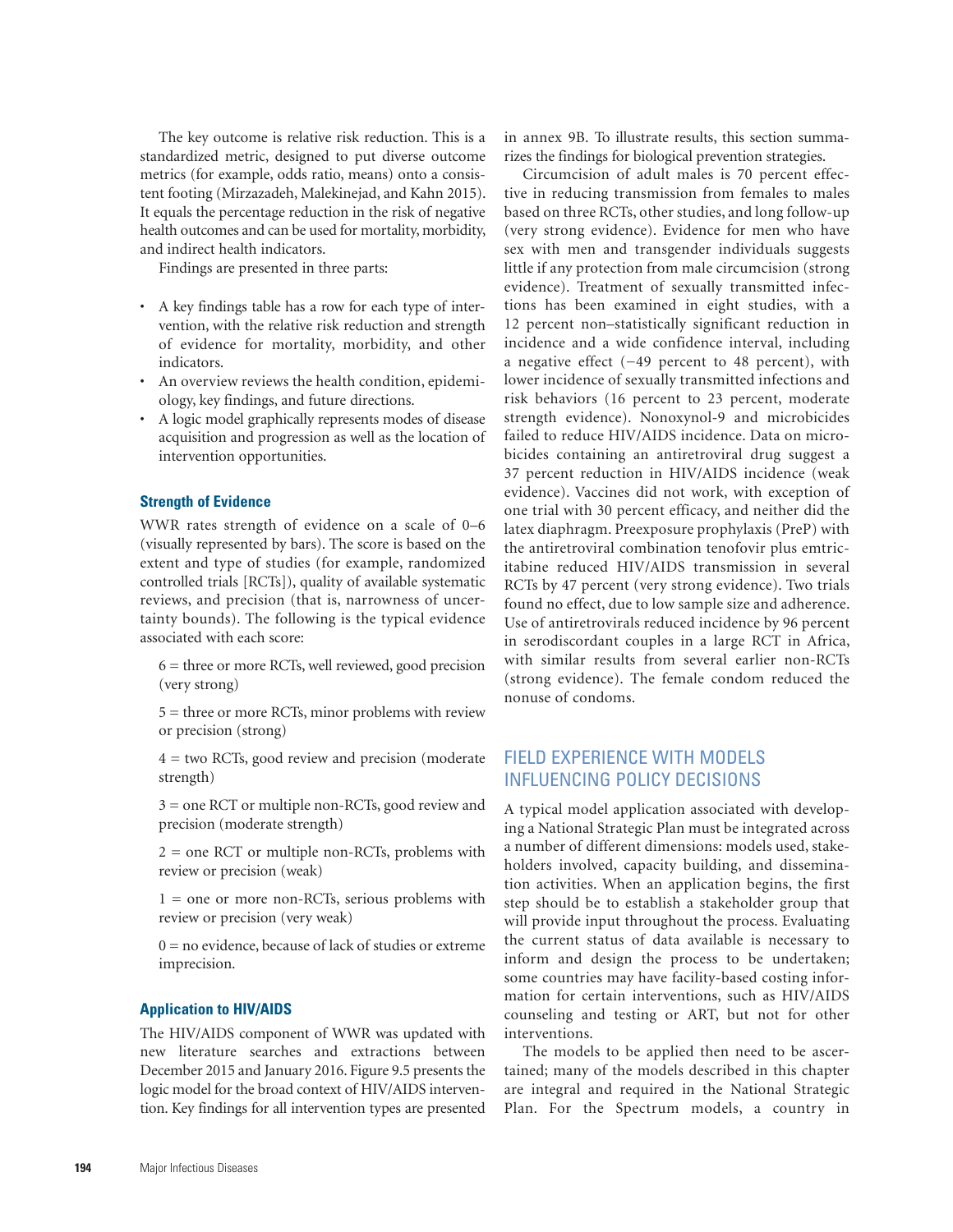The key outcome is relative risk reduction. This is a standardized metric, designed to put diverse outcome metrics (for example, odds ratio, means) onto a consistent footing (Mirzazadeh, Malekinejad, and Kahn 2015). It equals the percentage reduction in the risk of negative health outcomes and can be used for mortality, morbidity, and indirect health indicators.

Findings are presented in three parts:

- A key findings table has a row for each type of intervention, with the relative risk reduction and strength of evidence for mortality, morbidity, and other indicators.
- An overview reviews the health condition, epidemiology, key findings, and future directions.
- A logic model graphically represents modes of disease acquisition and progression as well as the location of intervention opportunities.

### Strength of Evidence

WWR rates strength of evidence on a scale of 0–6 (visually represented by bars). The score is based on the extent and type of studies (for example, randomized controlled trials [RCTs]), quality of available systematic reviews, and precision (that is, narrowness of uncertainty bounds). The following is the typical evidence associated with each score:

6 = three or more RCTs, well reviewed, good precision (very strong)

5 = three or more RCTs, minor problems with review or precision (strong)

4 = two RCTs, good review and precision (moderate strength)

3 = one RCT or multiple non-RCTs, good review and precision (moderate strength)

2 = one RCT or multiple non-RCTs, problems with review or precision (weak)

1 = one or more non-RCTs, serious problems with review or precision (very weak)

0 = no evidence, because of lack of studies or extreme imprecision.

### Application to HIV/AIDS

The HIV/AIDS component of WWR was updated with new literature searches and extractions between December 2015 and January 2016. Figure 9.5 presents the logic model for the broad context of HIV/AIDS intervention. Key findings for all intervention types are presented in annex 9B. To illustrate results, this section summarizes the findings for biological prevention strategies.

Circumcision of adult males is 70 percent effective in reducing transmission from females to males based on three RCTs, other studies, and long follow-up (very strong evidence). Evidence for men who have sex with men and transgender individuals suggests little if any protection from male circumcision (strong evidence). Treatment of sexually transmitted infections has been examined in eight studies, with a 12 percent non–statistically significant reduction in incidence and a wide confidence interval, including a negative effect (−49 percent to 48 percent), with lower incidence of sexually transmitted infections and risk behaviors (16 percent to 23 percent, moderate strength evidence). Nonoxynol-9 and microbicides failed to reduce HIV/AIDS incidence. Data on microbicides containing an antiretroviral drug suggest a 37 percent reduction in HIV/AIDS incidence (weak evidence). Vaccines did not work, with exception of one trial with 30 percent efficacy, and neither did the latex diaphragm. Preexposure prophylaxis (PreP) with the antiretroviral combination tenofovir plus emtricitabine reduced HIV/AIDS transmission in several RCTs by 47 percent (very strong evidence). Two trials found no effect, due to low sample size and adherence. Use of antiretrovirals reduced incidence by 96 percent in serodiscordant couples in a large RCT in Africa, with similar results from several earlier non-RCTs (strong evidence). The female condom reduced the nonuse of condoms.

## FIELD EXPERIENCE WITH MODELS INFLUENCING POLICY DECISIONS

A typical model application associated with developing a National Strategic Plan must be integrated across a number of different dimensions: models used, stakeholders involved, capacity building, and dissemination activities. When an application begins, the first step should be to establish a stakeholder group that will provide input throughout the process. Evaluating the current status of data available is necessary to inform and design the process to be undertaken; some countries may have facility-based costing information for certain interventions, such as HIV/AIDS counseling and testing or ART, but not for other interventions.

The models to be applied then need to be ascertained; many of the models described in this chapter are integral and required in the National Strategic Plan. For the Spectrum models, a country in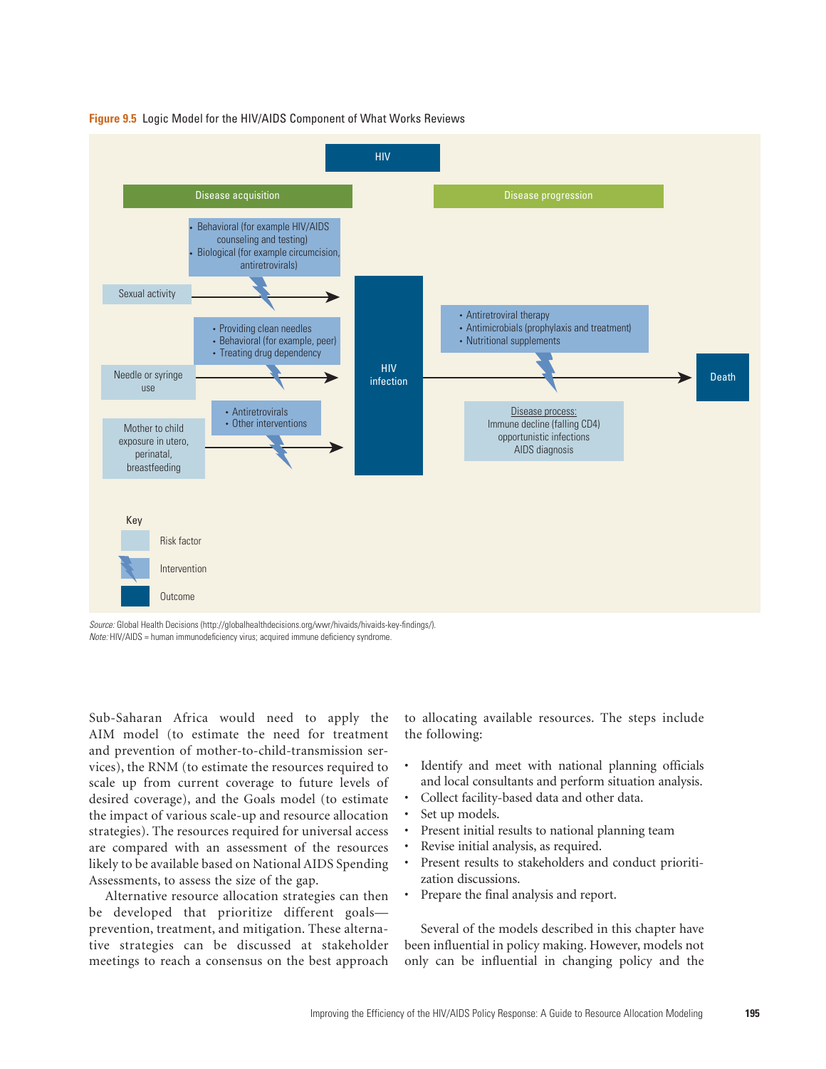**Figure 9.5** Logic Model for the HIV/AIDS Component of What Works Reviews

HIV

Disease acquisition

Disease progression

- Behavioral (for example HIV/AIDS counseling and testing)
- Biological (for example circumcision, antiretrovirals)

Sexual activity

- Providing clean needles
- Behavioral (for example, peer)
- Treating drug dependency

Needle or syringe use

- Antiretrovirals
- Other interventions

Mother to child exposure in utero, perinatal, breastfeeding

HIV infection

- Antiretroviral therapy
- Antimicrobials (prophylaxis and treatment)
- Nutritional supplements

Disease process:
Immune decline (falling CD4)
opportunistic infections
AIDS diagnosis

Death

Key

Risk factor

Intervention

Outcome

*Source:* Global Health Decisions (http://globalhealthdecisions.org/wwr/hivaids/hivaids-key-findings/).
*Note:* HIV/AIDS = human immunodeficiency virus; acquired immune deficiency syndrome.

Sub-Saharan Africa would need to apply the AIM model (to estimate the need for treatment and prevention of mother-to-child-transmission services), the RNM (to estimate the resources required to scale up from current coverage to future levels of desired coverage), and the Goals model (to estimate the impact of various scale-up and resource allocation strategies). The resources required for universal access are compared with an assessment of the resources likely to be available based on National AIDS Spending Assessments, to assess the size of the gap.

Alternative resource allocation strategies can then be developed that prioritize different goals—prevention, treatment, and mitigation. These alternative strategies can be discussed at stakeholder meetings to reach a consensus on the best approach to allocating available resources. The steps include the following:

- Identify and meet with national planning officials and local consultants and perform situation analysis.
- Collect facility-based data and other data.
- Set up models.
- Present initial results to national planning team
- Revise initial analysis, as required.
- Present results to stakeholders and conduct prioritization discussions.
- Prepare the final analysis and report.

Several of the models described in this chapter have been influential in policy making. However, models not only can be influential in changing policy and the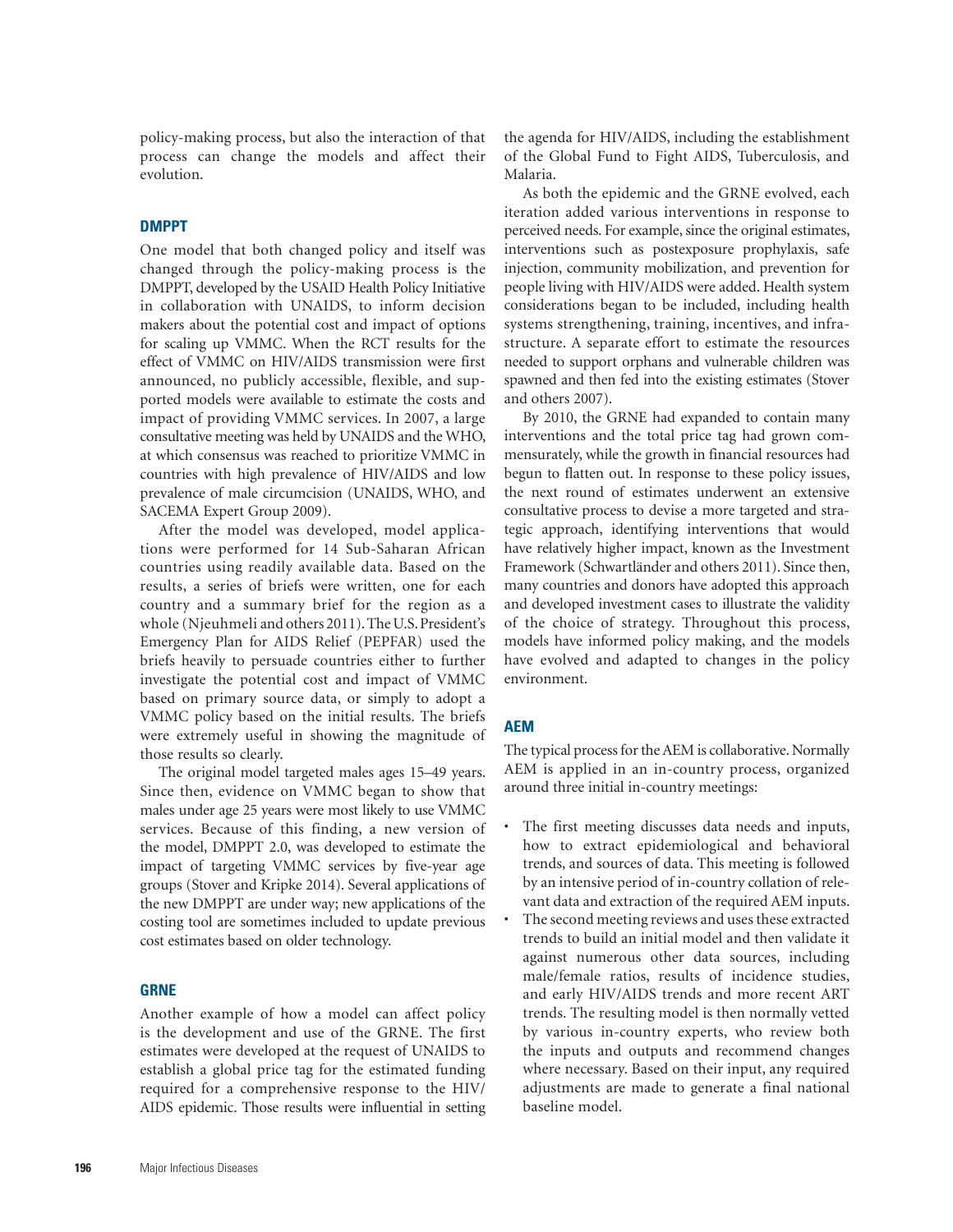policy-making process, but also the interaction of that process can change the models and affect their evolution.

### DMPPT

One model that both changed policy and itself was changed through the policy-making process is the DMPPT, developed by the USAID Health Policy Initiative in collaboration with UNAIDS, to inform decision makers about the potential cost and impact of options for scaling up VMMC. When the RCT results for the effect of VMMC on HIV/AIDS transmission were first announced, no publicly accessible, flexible, and supported models were available to estimate the costs and impact of providing VMMC services. In 2007, a large consultative meeting was held by UNAIDS and the WHO, at which consensus was reached to prioritize VMMC in countries with high prevalence of HIV/AIDS and low prevalence of male circumcision (UNAIDS, WHO, and SACEMA Expert Group 2009).

After the model was developed, model applications were performed for 14 Sub-Saharan African countries using readily available data. Based on the results, a series of briefs were written, one for each country and a summary brief for the region as a whole (Njeuhmeli and others 2011). The U.S. President's Emergency Plan for AIDS Relief (PEPFAR) used the briefs heavily to persuade countries either to further investigate the potential cost and impact of VMMC based on primary source data, or simply to adopt a VMMC policy based on the initial results. The briefs were extremely useful in showing the magnitude of those results so clearly.

The original model targeted males ages 15–49 years. Since then, evidence on VMMC began to show that males under age 25 years were most likely to use VMMC services. Because of this finding, a new version of the model, DMPPT 2.0, was developed to estimate the impact of targeting VMMC services by five-year age groups (Stover and Kripke 2014). Several applications of the new DMPPT are under way; new applications of the costing tool are sometimes included to update previous cost estimates based on older technology.

### GRNE

Another example of how a model can affect policy is the development and use of the GRNE. The first estimates were developed at the request of UNAIDS to establish a global price tag for the estimated funding required for a comprehensive response to the HIV/AIDS epidemic. Those results were influential in setting the agenda for HIV/AIDS, including the establishment of the Global Fund to Fight AIDS, Tuberculosis, and Malaria.

As both the epidemic and the GRNE evolved, each iteration added various interventions in response to perceived needs. For example, since the original estimates, interventions such as postexposure prophylaxis, safe injection, community mobilization, and prevention for people living with HIV/AIDS were added. Health system considerations began to be included, including health systems strengthening, training, incentives, and infrastructure. A separate effort to estimate the resources needed to support orphans and vulnerable children was spawned and then fed into the existing estimates (Stover and others 2007).

By 2010, the GRNE had expanded to contain many interventions and the total price tag had grown commensurately, while the growth in financial resources had begun to flatten out. In response to these policy issues, the next round of estimates underwent an extensive consultative process to devise a more targeted and strategic approach, identifying interventions that would have relatively higher impact, known as the Investment Framework (Schwartländer and others 2011). Since then, many countries and donors have adopted this approach and developed investment cases to illustrate the validity of the choice of strategy. Throughout this process, models have informed policy making, and the models have evolved and adapted to changes in the policy environment.

### AEM

The typical process for the AEM is collaborative. Normally AEM is applied in an in-country process, organized around three initial in-country meetings:

- The first meeting discusses data needs and inputs, how to extract epidemiological and behavioral trends, and sources of data. This meeting is followed by an intensive period of in-country collation of relevant data and extraction of the required AEM inputs.
- The second meeting reviews and uses these extracted trends to build an initial model and then validate it against numerous other data sources, including male/female ratios, results of incidence studies, and early HIV/AIDS trends and more recent ART trends. The resulting model is then normally vetted by various in-country experts, who review both the inputs and outputs and recommend changes where necessary. Based on their input, any required adjustments are made to generate a final national baseline model.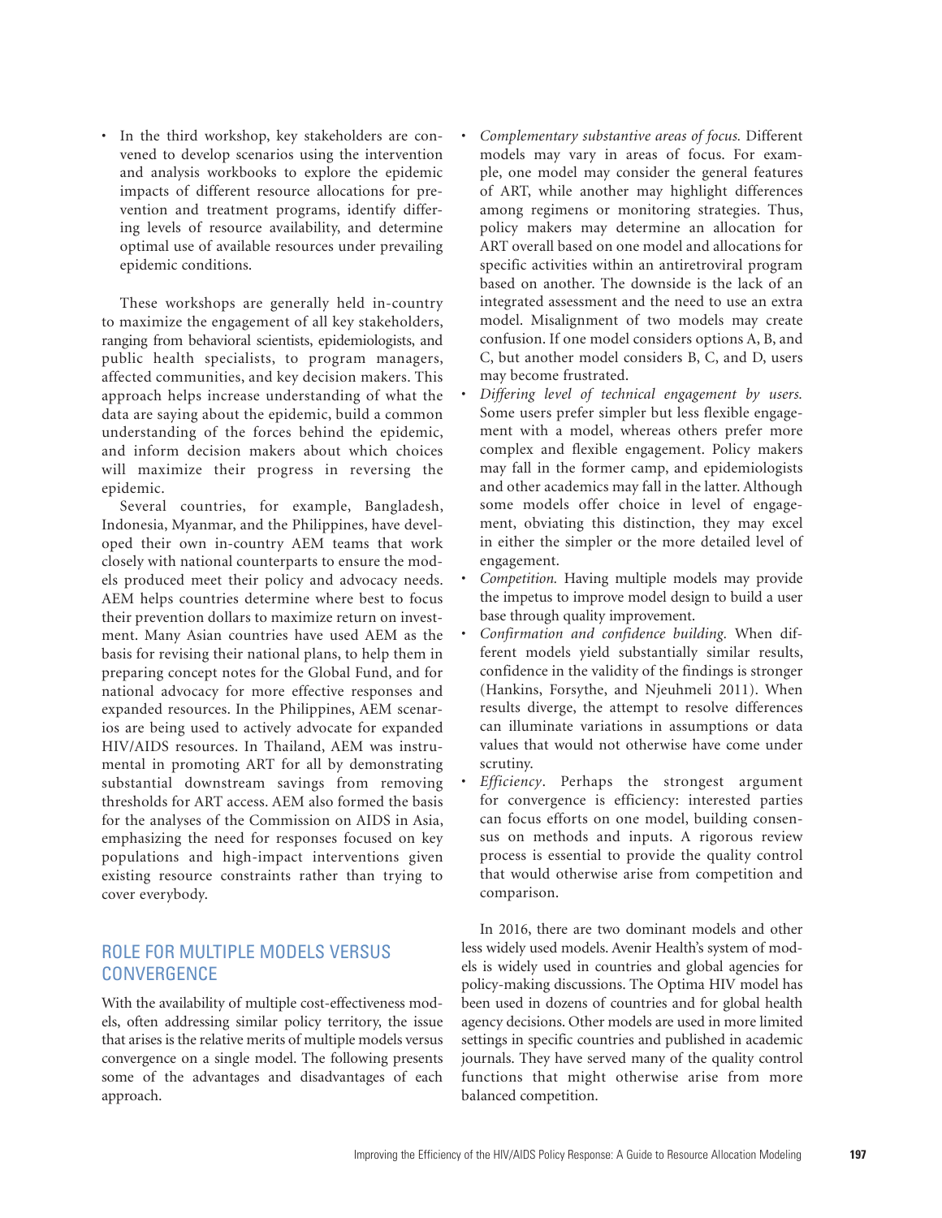- In the third workshop, key stakeholders are convened to develop scenarios using the intervention and analysis workbooks to explore the epidemic impacts of different resource allocations for prevention and treatment programs, identify differing levels of resource availability, and determine optimal use of available resources under prevailing epidemic conditions.

These workshops are generally held in-country to maximize the engagement of all key stakeholders, ranging from behavioral scientists, epidemiologists, and public health specialists, to program managers, affected communities, and key decision makers. This approach helps increase understanding of what the data are saying about the epidemic, build a common understanding of the forces behind the epidemic, and inform decision makers about which choices will maximize their progress in reversing the epidemic.

Several countries, for example, Bangladesh, Indonesia, Myanmar, and the Philippines, have developed their own in-country AEM teams that work closely with national counterparts to ensure the models produced meet their policy and advocacy needs. AEM helps countries determine where best to focus their prevention dollars to maximize return on investment. Many Asian countries have used AEM as the basis for revising their national plans, to help them in preparing concept notes for the Global Fund, and for national advocacy for more effective responses and expanded resources. In the Philippines, AEM scenarios are being used to actively advocate for expanded HIV/AIDS resources. In Thailand, AEM was instrumental in promoting ART for all by demonstrating substantial downstream savings from removing thresholds for ART access. AEM also formed the basis for the analyses of the Commission on AIDS in Asia, emphasizing the need for responses focused on key populations and high-impact interventions given existing resource constraints rather than trying to cover everybody.

## ROLE FOR MULTIPLE MODELS VERSUS CONVERGENCE

With the availability of multiple cost-effectiveness models, often addressing similar policy territory, the issue that arises is the relative merits of multiple models versus convergence on a single model. The following presents some of the advantages and disadvantages of each approach.

- *Complementary substantive areas of focus.* Different models may vary in areas of focus. For example, one model may consider the general features of ART, while another may highlight differences among regimens or monitoring strategies. Thus, policy makers may determine an allocation for ART overall based on one model and allocations for specific activities within an antiretroviral program based on another. The downside is the lack of an integrated assessment and the need to use an extra model. Misalignment of two models may create confusion. If one model considers options A, B, and C, but another model considers B, C, and D, users may become frustrated.
- *Differing level of technical engagement by users.* Some users prefer simpler but less flexible engagement with a model, whereas others prefer more complex and flexible engagement. Policy makers may fall in the former camp, and epidemiologists and other academics may fall in the latter. Although some models offer choice in level of engagement, obviating this distinction, they may excel in either the simpler or the more detailed level of engagement.
- *Competition.* Having multiple models may provide the impetus to improve model design to build a user base through quality improvement.
- *Confirmation and confidence building.* When different models yield substantially similar results, confidence in the validity of the findings is stronger (Hankins, Forsythe, and Njeuhmeli 2011). When results diverge, the attempt to resolve differences can illuminate variations in assumptions or data values that would not otherwise have come under scrutiny.
- *Efficiency*. Perhaps the strongest argument for convergence is efficiency: interested parties can focus efforts on one model, building consensus on methods and inputs. A rigorous review process is essential to provide the quality control that would otherwise arise from competition and comparison.

In 2016, there are two dominant models and other less widely used models. Avenir Health's system of models is widely used in countries and global agencies for policy-making discussions. The Optima HIV model has been used in dozens of countries and for global health agency decisions. Other models are used in more limited settings in specific countries and published in academic journals. They have served many of the quality control functions that might otherwise arise from more balanced competition.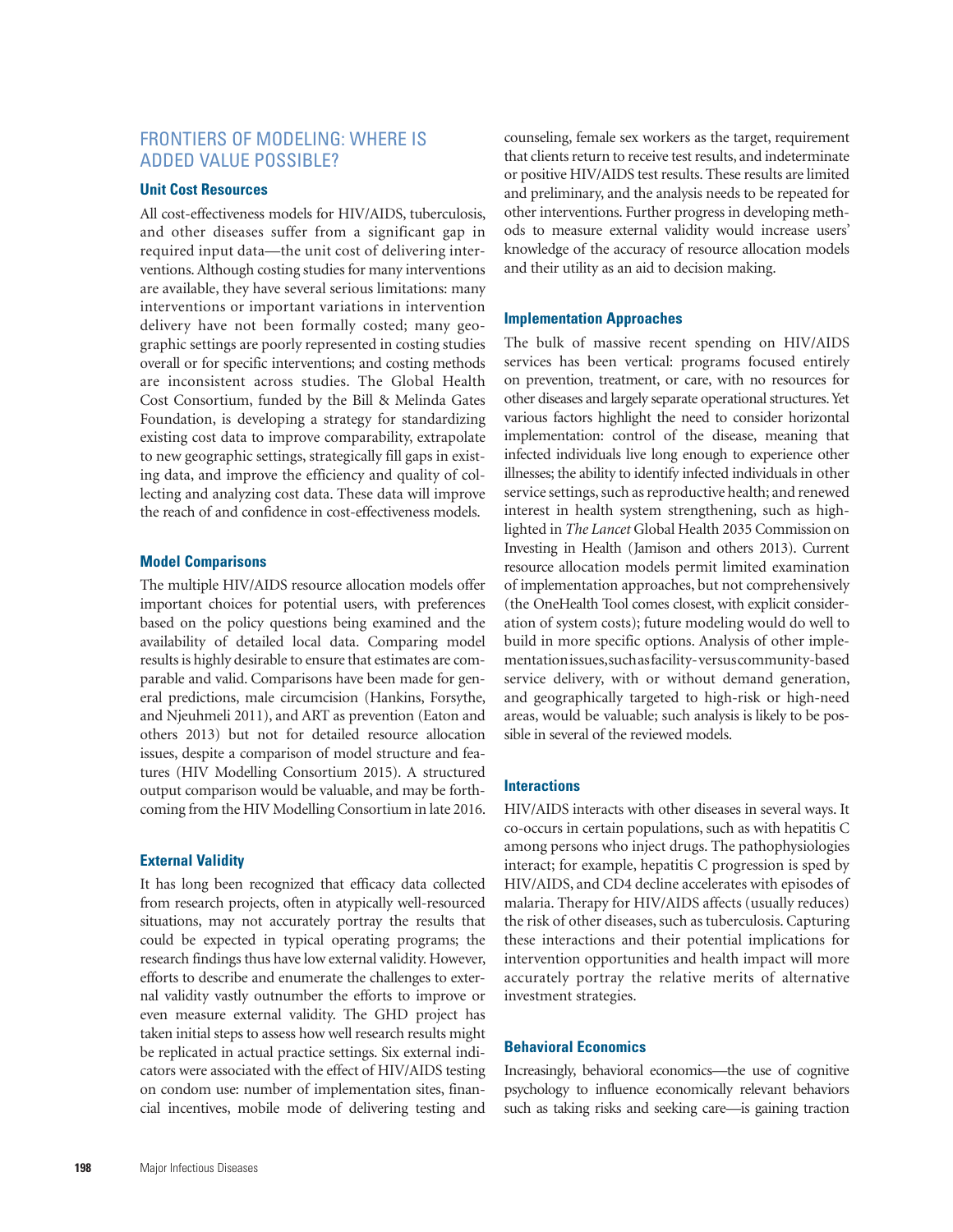## FRONTIERS OF MODELING: WHERE IS ADDED VALUE POSSIBLE?

### Unit Cost Resources

All cost-effectiveness models for HIV/AIDS, tuberculosis, and other diseases suffer from a significant gap in required input data—the unit cost of delivering interventions. Although costing studies for many interventions are available, they have several serious limitations: many interventions or important variations in intervention delivery have not been formally costed; many geographic settings are poorly represented in costing studies overall or for specific interventions; and costing methods are inconsistent across studies. The Global Health Cost Consortium, funded by the Bill & Melinda Gates Foundation, is developing a strategy for standardizing existing cost data to improve comparability, extrapolate to new geographic settings, strategically fill gaps in existing data, and improve the efficiency and quality of collecting and analyzing cost data. These data will improve the reach of and confidence in cost-effectiveness models.

### Model Comparisons

The multiple HIV/AIDS resource allocation models offer important choices for potential users, with preferences based on the policy questions being examined and the availability of detailed local data. Comparing model results is highly desirable to ensure that estimates are comparable and valid. Comparisons have been made for general predictions, male circumcision (Hankins, Forsythe, and Njeuhmeli 2011), and ART as prevention (Eaton and others 2013) but not for detailed resource allocation issues, despite a comparison of model structure and features (HIV Modelling Consortium 2015). A structured output comparison would be valuable, and may be forthcoming from the HIV Modelling Consortium in late 2016.

### External Validity

It has long been recognized that efficacy data collected from research projects, often in atypically well-resourced situations, may not accurately portray the results that could be expected in typical operating programs; the research findings thus have low external validity. However, efforts to describe and enumerate the challenges to external validity vastly outnumber the efforts to improve or even measure external validity. The GHD project has taken initial steps to assess how well research results might be replicated in actual practice settings. Six external indicators were associated with the effect of HIV/AIDS testing on condom use: number of implementation sites, financial incentives, mobile mode of delivering testing and counseling, female sex workers as the target, requirement that clients return to receive test results, and indeterminate or positive HIV/AIDS test results. These results are limited and preliminary, and the analysis needs to be repeated for other interventions. Further progress in developing methods to measure external validity would increase users' knowledge of the accuracy of resource allocation models and their utility as an aid to decision making.

### Implementation Approaches

The bulk of massive recent spending on HIV/AIDS services has been vertical: programs focused entirely on prevention, treatment, or care, with no resources for other diseases and largely separate operational structures. Yet various factors highlight the need to consider horizontal implementation: control of the disease, meaning that infected individuals live long enough to experience other illnesses; the ability to identify infected individuals in other service settings, such as reproductive health; and renewed interest in health system strengthening, such as highlighted in *The Lancet* Global Health 2035 Commission on Investing in Health (Jamison and others 2013). Current resource allocation models permit limited examination of implementation approaches, but not comprehensively (the OneHealth Tool comes closest, with explicit consideration of system costs); future modeling would do well to build in more specific options. Analysis of other implementation issues, such as facility- versus community-based service delivery, with or without demand generation, and geographically targeted to high-risk or high-need areas, would be valuable; such analysis is likely to be possible in several of the reviewed models.

### Interactions

HIV/AIDS interacts with other diseases in several ways. It co-occurs in certain populations, such as with hepatitis C among persons who inject drugs. The pathophysiologies interact; for example, hepatitis C progression is sped by HIV/AIDS, and CD4 decline accelerates with episodes of malaria. Therapy for HIV/AIDS affects (usually reduces) the risk of other diseases, such as tuberculosis. Capturing these interactions and their potential implications for intervention opportunities and health impact will more accurately portray the relative merits of alternative investment strategies.

### Behavioral Economics

Increasingly, behavioral economics—the use of cognitive psychology to influence economically relevant behaviors such as taking risks and seeking care—is gaining traction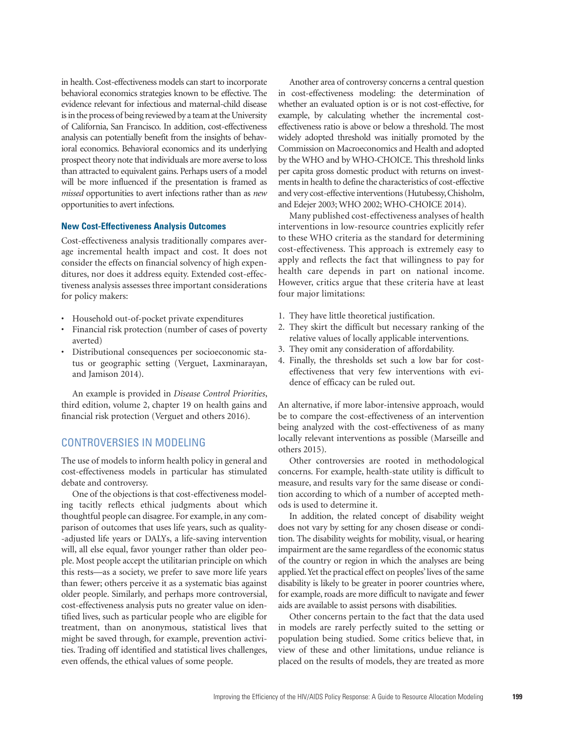in health. Cost-effectiveness models can start to incorporate behavioral economics strategies known to be effective. The evidence relevant for infectious and maternal-child disease is in the process of being reviewed by a team at the University of California, San Francisco. In addition, cost-effectiveness analysis can potentially benefit from the insights of behavioral economics. Behavioral economics and its underlying prospect theory note that individuals are more averse to loss than attracted to equivalent gains. Perhaps users of a model will be more influenced if the presentation is framed as *missed* opportunities to avert infections rather than as *new* opportunities to avert infections.

### New Cost-Effectiveness Analysis Outcomes

Cost-effectiveness analysis traditionally compares average incremental health impact and cost. It does not consider the effects on financial solvency of high expenditures, nor does it address equity. Extended cost-effectiveness analysis assesses three important considerations for policy makers:

- Household out-of-pocket private expenditures
- Financial risk protection (number of cases of poverty averted)
- Distributional consequences per socioeconomic status or geographic setting (Verguet, Laxminarayan, and Jamison 2014).

An example is provided in *Disease Control Priorities*, third edition, volume 2, chapter 19 on health gains and financial risk protection (Verguet and others 2016).

## CONTROVERSIES IN MODELING

The use of models to inform health policy in general and cost-effectiveness models in particular has stimulated debate and controversy.

One of the objections is that cost-effectiveness modeling tacitly reflects ethical judgments about which thoughtful people can disagree. For example, in any comparison of outcomes that uses life years, such as quality-adjusted life years or DALYs, a life-saving intervention will, all else equal, favor younger rather than older people. Most people accept the utilitarian principle on which this rests—as a society, we prefer to save more life years than fewer; others perceive it as a systematic bias against older people. Similarly, and perhaps more controversial, cost-effectiveness analysis puts no greater value on identified lives, such as particular people who are eligible for treatment, than on anonymous, statistical lives that might be saved through, for example, prevention activities. Trading off identified and statistical lives challenges, even offends, the ethical values of some people.

Another area of controversy concerns a central question in cost-effectiveness modeling: the determination of whether an evaluated option is or is not cost-effective, for example, by calculating whether the incremental cost-effectiveness ratio is above or below a threshold. The most widely adopted threshold was initially promoted by the Commission on Macroeconomics and Health and adopted by the WHO and by WHO-CHOICE. This threshold links per capita gross domestic product with returns on investments in health to define the characteristics of cost-effective and very cost-effective interventions (Hutubessy, Chisholm, and Edejer 2003; WHO 2002; WHO-CHOICE 2014).

Many published cost-effectiveness analyses of health interventions in low-resource countries explicitly refer to these WHO criteria as the standard for determining cost-effectiveness. This approach is extremely easy to apply and reflects the fact that willingness to pay for health care depends in part on national income. However, critics argue that these criteria have at least four major limitations:

1. They have little theoretical justification.
2. They skirt the difficult but necessary ranking of the relative values of locally applicable interventions.
3. They omit any consideration of affordability.
4. Finally, the thresholds set such a low bar for cost-effectiveness that very few interventions with evidence of efficacy can be ruled out.

An alternative, if more labor-intensive approach, would be to compare the cost-effectiveness of an intervention being analyzed with the cost-effectiveness of as many locally relevant interventions as possible (Marseille and others 2015).

Other controversies are rooted in methodological concerns. For example, health-state utility is difficult to measure, and results vary for the same disease or condition according to which of a number of accepted methods is used to determine it.

In addition, the related concept of disability weight does not vary by setting for any chosen disease or condition. The disability weights for mobility, visual, or hearing impairment are the same regardless of the economic status of the country or region in which the analyses are being applied. Yet the practical effect on peoples' lives of the same disability is likely to be greater in poorer countries where, for example, roads are more difficult to navigate and fewer aids are available to assist persons with disabilities.

Other concerns pertain to the fact that the data used in models are rarely perfectly suited to the setting or population being studied. Some critics believe that, in view of these and other limitations, undue reliance is placed on the results of models, they are treated as more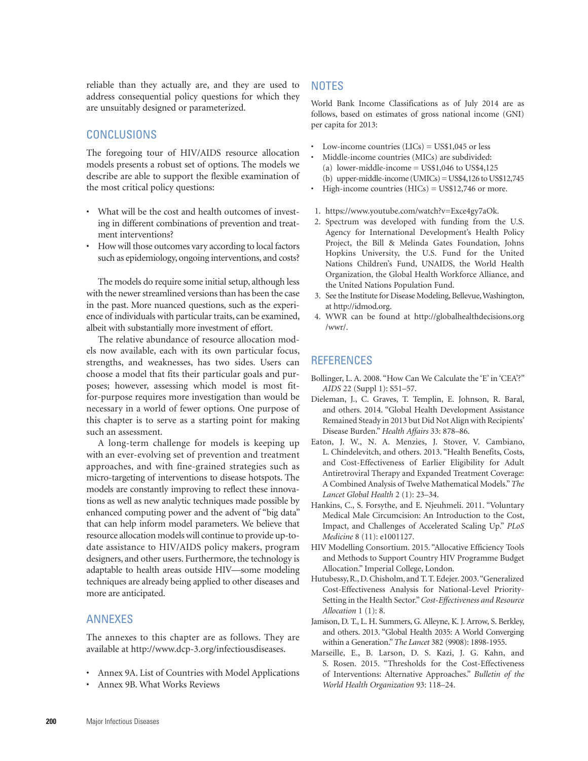reliable than they actually are, and they are used to address consequential policy questions for which they are unsuitably designed or parameterized.

## CONCLUSIONS

The foregoing tour of HIV/AIDS resource allocation models presents a robust set of options. The models we describe are able to support the flexible examination of the most critical policy questions:

- What will be the cost and health outcomes of investing in different combinations of prevention and treatment interventions?
- How will those outcomes vary according to local factors such as epidemiology, ongoing interventions, and costs?

The models do require some initial setup, although less with the newer streamlined versions than has been the case in the past. More nuanced questions, such as the experience of individuals with particular traits, can be examined, albeit with substantially more investment of effort.

The relative abundance of resource allocation models now available, each with its own particular focus, strengths, and weaknesses, has two sides. Users can choose a model that fits their particular goals and purposes; however, assessing which model is most fit-for-purpose requires more investigation than would be necessary in a world of fewer options. One purpose of this chapter is to serve as a starting point for making such an assessment.

A long-term challenge for models is keeping up with an ever-evolving set of prevention and treatment approaches, and with fine-grained strategies such as micro-targeting of interventions to disease hotspots. The models are constantly improving to reflect these innovations as well as new analytic techniques made possible by enhanced computing power and the advent of "big data" that can help inform model parameters. We believe that resource allocation models will continue to provide up-to-date assistance to HIV/AIDS policy makers, program designers, and other users. Furthermore, the technology is adaptable to health areas outside HIV—some modeling techniques are already being applied to other diseases and more are anticipated.

## ANNEXES

The annexes to this chapter are as follows. They are available at http://www.dcp-3.org/infectiousdiseases.

- Annex 9A. List of Countries with Model Applications
- Annex 9B. What Works Reviews

## NOTES

World Bank Income Classifications as of July 2014 are as follows, based on estimates of gross national income (GNI) per capita for 2013:

- Low-income countries (LICs) = US$1,045 or less
- Middle-income countries (MICs) are subdivided:
  (a) lower-middle-income = US$1,046 to US$4,125
  (b) upper-middle-income (UMICs) = US$4,126 to US$12,745
- High-income countries (HICs) = US$12,746 or more.

1. https://www.youtube.com/watch?v=Exce4gy7aOk.
2. Spectrum was developed with funding from the U.S. Agency for International Development's Health Policy Project, the Bill & Melinda Gates Foundation, Johns Hopkins University, the U.S. Fund for the United Nations Children's Fund, UNAIDS, the World Health Organization, the Global Health Workforce Alliance, and the United Nations Population Fund.
3. See the Institute for Disease Modeling, Bellevue, Washington, at http://idmod.org.
4. WWR can be found at http://globalhealthdecisions.org/wwr/.

## REFERENCES

Bollinger, L. A. 2008. "How Can We Calculate the 'E' in 'CEA'?" *AIDS* 22 (Suppl 1): S51–57.

Dieleman, J., C. Graves, T. Templin, E. Johnson, R. Baral, and others. 2014. "Global Health Development Assistance Remained Steady in 2013 but Did Not Align with Recipients' Disease Burden." *Health Affairs* 33: 878–86.

Eaton, J. W., N. A. Menzies, J. Stover, V. Cambiano, L. Chindelevitch, and others. 2013. "Health Benefits, Costs, and Cost-Effectiveness of Earlier Eligibility for Adult Antiretroviral Therapy and Expanded Treatment Coverage: A Combined Analysis of Twelve Mathematical Models." *The Lancet Global Health* 2 (1): 23–34.

Hankins, C., S. Forsythe, and E. Njeuhmeli. 2011. "Voluntary Medical Male Circumcision: An Introduction to the Cost, Impact, and Challenges of Accelerated Scaling Up." *PLoS Medicine* 8 (11): e1001127.

HIV Modelling Consortium. 2015. "Allocative Efficiency Tools and Methods to Support Country HIV Programme Budget Allocation." Imperial College, London.

Hutubessy, R., D. Chisholm, and T. T. Edejer. 2003. "Generalized Cost-Effectiveness Analysis for National-Level Priority-Setting in the Health Sector." *Cost-Effectiveness and Resource Allocation* 1 (1): 8.

Jamison, D. T., L. H. Summers, G. Alleyne, K. J. Arrow, S. Berkley, and others. 2013. "Global Health 2035: A World Converging within a Generation." *The Lancet* 382 (9908): 1898-1955.

Marseille, E., B. Larson, D. S. Kazi, J. G. Kahn, and S. Rosen. 2015. "Thresholds for the Cost-Effectiveness of Interventions: Alternative Approaches." *Bulletin of the World Health Organization* 93: 118–24.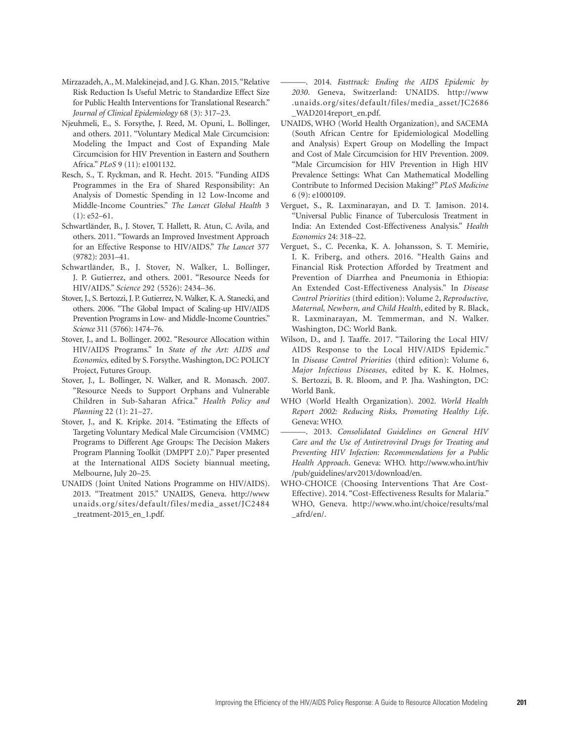Mirzazadeh, A., M. Malekinejad, and J. G. Khan. 2015. "Relative Risk Reduction Is Useful Metric to Standardize Effect Size for Public Health Interventions for Translational Research." *Journal of Clinical Epidemiology* 68 (3): 317–23.

Njeuhmeli, E., S. Forsythe, J. Reed, M. Opuni, L. Bollinger, and others. 2011. "Voluntary Medical Male Circumcision: Modeling the Impact and Cost of Expanding Male Circumcision for HIV Prevention in Eastern and Southern Africa." *PLoS* 9 (11): e1001132.

Resch, S., T. Ryckman, and R. Hecht. 2015. "Funding AIDS Programmes in the Era of Shared Responsibility: An Analysis of Domestic Spending in 12 Low-Income and Middle-Income Countries." *The Lancet Global Health* 3 (1): e52–61.

Schwartländer, B., J. Stover, T. Hallett, R. Atun, C. Avila, and others. 2011. "Towards an Improved Investment Approach for an Effective Response to HIV/AIDS." *The Lancet* 377 (9782): 2031–41.

Schwartländer, B., J. Stover, N. Walker, L. Bollinger, J. P. Gutierrez, and others. 2001. "Resource Needs for HIV/AIDS." *Science* 292 (5526): 2434–36.

Stover, J., S. Bertozzi, J. P. Gutierrez, N. Walker, K. A. Stanecki, and others. 2006. "The Global Impact of Scaling-up HIV/AIDS Prevention Programs in Low- and Middle-Income Countries." *Science* 311 (5766): 1474–76.

Stover, J., and L. Bollinger. 2002. "Resource Allocation within HIV/AIDS Programs." In *State of the Art: AIDS and Economics,* edited by S. Forsythe. Washington, DC: POLICY Project, Futures Group.

Stover, J., L. Bollinger, N. Walker, and R. Monasch. 2007. "Resource Needs to Support Orphans and Vulnerable Children in Sub-Saharan Africa." *Health Policy and Planning* 22 (1): 21–27.

Stover, J., and K. Kripke. 2014. "Estimating the Effects of Targeting Voluntary Medical Male Circumcision (VMMC) Programs to Different Age Groups: The Decision Makers Program Planning Toolkit (DMPPT 2.0)." Paper presented at the International AIDS Society biannual meeting, Melbourne, July 20–25.

UNAIDS (Joint United Nations Programme on HIV/AIDS). 2013. "Treatment 2015." UNAIDS, Geneva. http://www unaids.org/sites/default/files/media_asset/JC2484 _treatment-2015_en_1.pdf.

———. 2014. *Fasttrack: Ending the AIDS Epidemic by 2030*. Geneva, Switzerland: UNAIDS. http://www .unaids.org/sites/default/files/media_asset/JC2686 _WAD2014report_en.pdf.

UNAIDS, WHO (World Health Organization), and SACEMA (South African Centre for Epidemiological Modelling and Analysis) Expert Group on Modelling the Impact and Cost of Male Circumcision for HIV Prevention. 2009. "Male Circumcision for HIV Prevention in High HIV Prevalence Settings: What Can Mathematical Modelling Contribute to Informed Decision Making?" *PLoS Medicine* 6 (9): e1000109.

Verguet, S., R. Laxminarayan, and D. T. Jamison. 2014. "Universal Public Finance of Tuberculosis Treatment in India: An Extended Cost-Effectiveness Analysis." *Health Economics* 24: 318–22.

Verguet, S., C. Pecenka, K. A. Johansson, S. T. Memirie, I. K. Friberg, and others. 2016. "Health Gains and Financial Risk Protection Afforded by Treatment and Prevention of Diarrhea and Pneumonia in Ethiopia: An Extended Cost-Effectiveness Analysis." In *Disease Control Priorities* (third edition): Volume 2, *Reproductive, Maternal, Newborn, and Child Health*, edited by R. Black, R. Laxminarayan, M. Temmerman, and N. Walker. Washington, DC: World Bank.

Wilson, D., and J. Taaffe. 2017. "Tailoring the Local HIV/AIDS Response to the Local HIV/AIDS Epidemic." In *Disease Control Priorities* (third edition): Volume 6, *Major Infectious Diseases*, edited by K. K. Holmes, S. Bertozzi, B. R. Bloom, and P. Jha. Washington, DC: World Bank.

WHO (World Health Organization). 2002. *World Health Report 2002: Reducing Risks, Promoting Healthy Life*. Geneva: WHO.

———. 2013. *Consolidated Guidelines on General HIV Care and the Use of Antiretroviral Drugs for Treating and Preventing HIV Infection: Recommendations for a Public Health Approach*. Geneva: WHO. http://www.who.int/hiv /pub/guidelines/arv2013/download/en.

WHO-CHOICE (Choosing Interventions That Are Cost-Effective). 2014. "Cost-Effectiveness Results for Malaria." WHO, Geneva. http://www.who.int/choice/results/mal _afrd/en/.